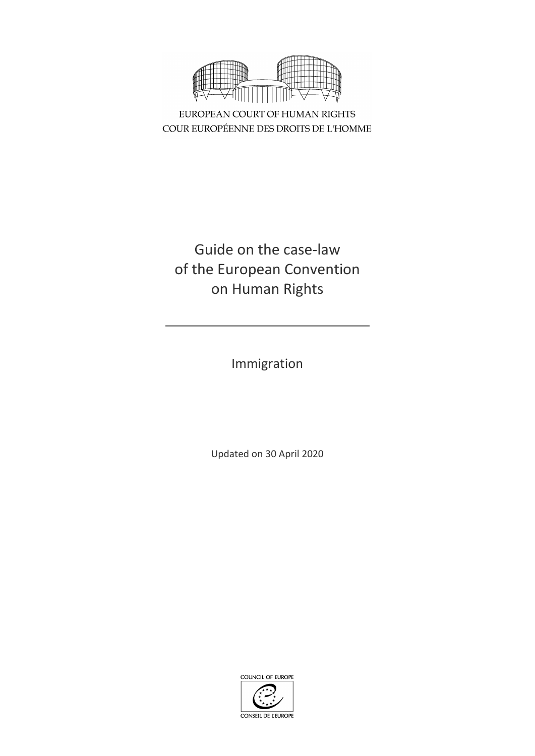EUROPEAN COURT OF HUMAN RIGHTS
COUR EUROPÉENNE DES DROITS DE L'HOMME

# Guide on the case-law of the European Convention on Human Rights

## Immigration

Updated on 30 April 2020

COUNCIL OF EUROPE
CONSEIL DE L'EUROPE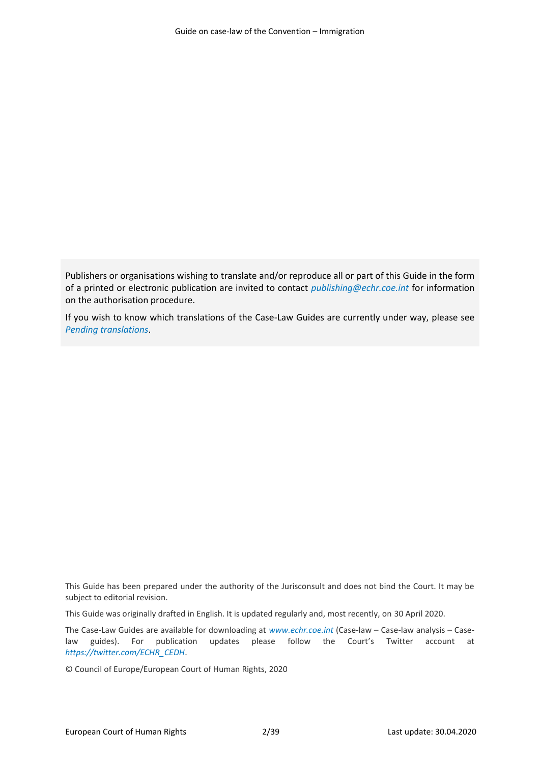Publishers or organisations wishing to translate and/or reproduce all or part of this Guide in the form of a printed or electronic publication are invited to contact *publishing@echr.coe.int* for information on the authorisation procedure.

If you wish to know which translations of the Case-Law Guides are currently under way, please see *Pending translations*.

This Guide has been prepared under the authority of the Jurisconsult and does not bind the Court. It may be subject to editorial revision.

This Guide was originally drafted in English. It is updated regularly and, most recently, on 30 April 2020.

The Case-Law Guides are available for downloading at *www.echr.coe.int* (Case-law – Case-law analysis – Case-law guides). For publication updates please follow the Court's Twitter account at *https://twitter.com/ECHR_CEDH*.

© Council of Europe/European Court of Human Rights, 2020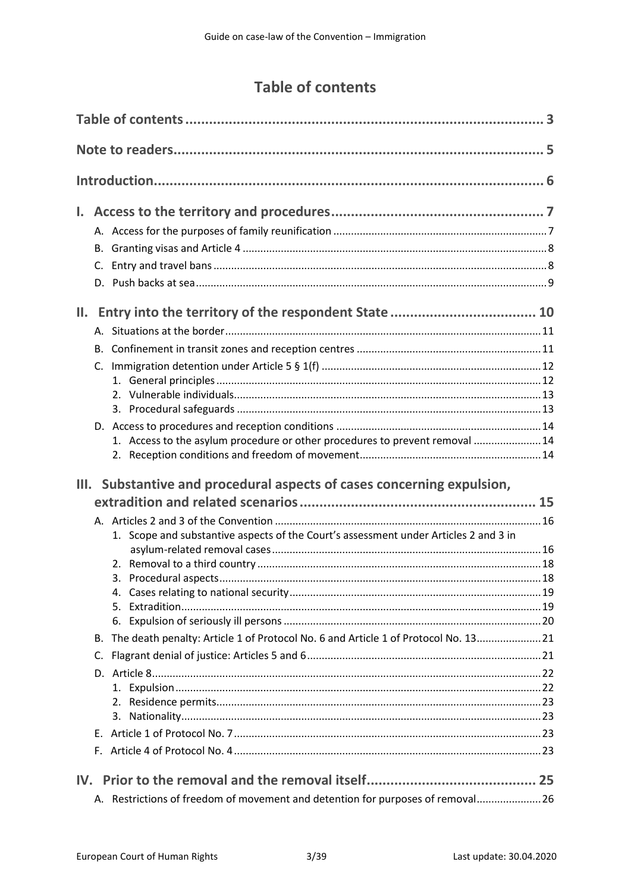# Table of contents

**Table of contents** ... 3

**Note to readers** ... 5

**Introduction** ... 6

**I. Access to the territory and procedures** ... 7

- A. Access for the purposes of family reunification ... 7
- B. Granting visas and Article 4 ... 8
- C. Entry and travel bans ... 8
- D. Push backs at sea ... 9

**II. Entry into the territory of the respondent State** ... 10

- A. Situations at the border ... 11
- B. Confinement in transit zones and reception centres ... 11
- C. Immigration detention under Article 5 § 1(f) ... 12
  1. General principles ... 12
  2. Vulnerable individuals ... 13
  3. Procedural safeguards ... 13
- D. Access to procedures and reception conditions ... 14
  1. Access to the asylum procedure or other procedures to prevent removal ... 14
  2. Reception conditions and freedom of movement ... 14

**III. Substantive and procedural aspects of cases concerning expulsion, extradition and related scenarios** ... 15

- A. Articles 2 and 3 of the Convention ... 16
  1. Scope and substantive aspects of the Court's assessment under Articles 2 and 3 in asylum-related removal cases ... 16
  2. Removal to a third country ... 18
  3. Procedural aspects ... 18
  4. Cases relating to national security ... 19
  5. Extradition ... 19
  6. Expulsion of seriously ill persons ... 20
- B. The death penalty: Article 1 of Protocol No. 6 and Article 1 of Protocol No. 13 ... 21
- C. Flagrant denial of justice: Articles 5 and 6 ... 21
- D. Article 8 ... 22
  1. Expulsion ... 22
  2. Residence permits ... 23
  3. Nationality ... 23
- E. Article 1 of Protocol No. 7 ... 23
- F. Article 4 of Protocol No. 4 ... 23

**IV. Prior to the removal and the removal itself** ... 25

- A. Restrictions of freedom of movement and detention for purposes of removal ... 26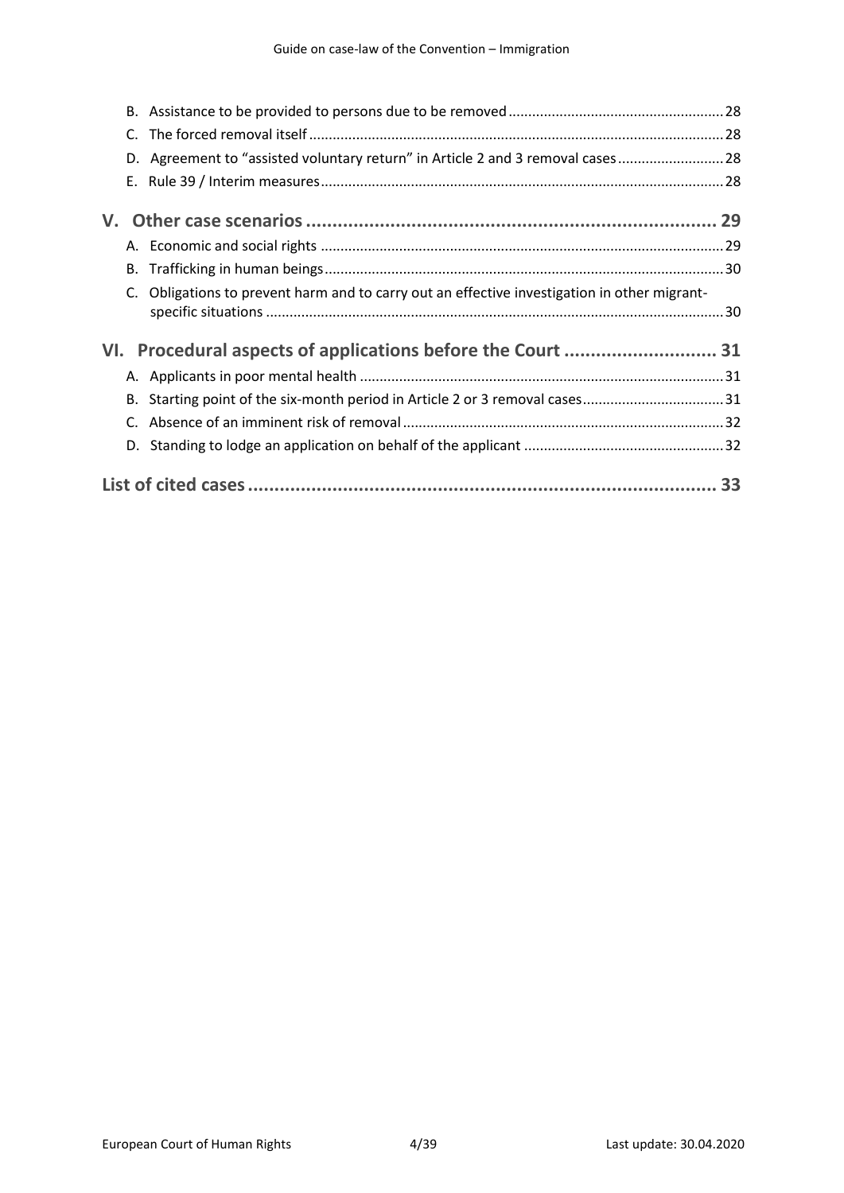B. Assistance to be provided to persons due to be removed ...................................................... 28

C. The forced removal itself ......................................................................................................... 28

D. Agreement to "assisted voluntary return" in Article 2 and 3 removal cases ........................... 28

E. Rule 39 / Interim measures ...................................................................................................... 28

**V. Other case scenarios .............................................................................. 29**

A. Economic and social rights ...................................................................................................... 29

B. Trafficking in human beings ..................................................................................................... 30

C. Obligations to prevent harm and to carry out an effective investigation in other migrant-specific situations .................................................................................................................... 30

**VI. Procedural aspects of applications before the Court ............................. 31**

A. Applicants in poor mental health ............................................................................................ 31

B. Starting point of the six-month period in Article 2 or 3 removal cases ................................... 31

C. Absence of an imminent risk of removal ................................................................................. 32

D. Standing to lodge an application on behalf of the applicant ................................................... 32

**List of cited cases ......................................................................................... 33**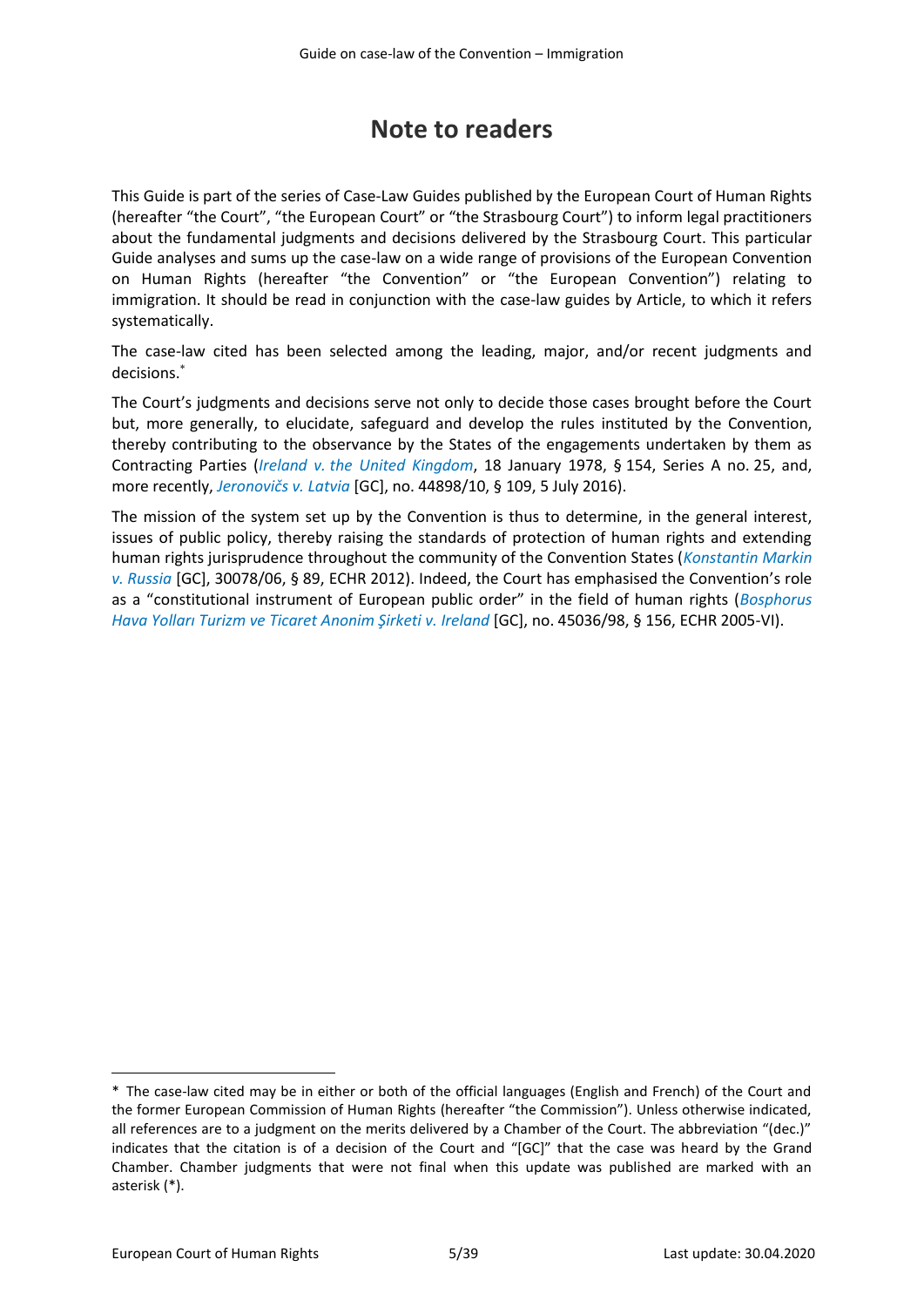# Note to readers

This Guide is part of the series of Case-Law Guides published by the European Court of Human Rights (hereafter "the Court", "the European Court" or "the Strasbourg Court") to inform legal practitioners about the fundamental judgments and decisions delivered by the Strasbourg Court. This particular Guide analyses and sums up the case-law on a wide range of provisions of the European Convention on Human Rights (hereafter "the Convention" or "the European Convention") relating to immigration. It should be read in conjunction with the case-law guides by Article, to which it refers systematically.

The case-law cited has been selected among the leading, major, and/or recent judgments and decisions.*

The Court's judgments and decisions serve not only to decide those cases brought before the Court but, more generally, to elucidate, safeguard and develop the rules instituted by the Convention, thereby contributing to the observance by the States of the engagements undertaken by them as Contracting Parties (*Ireland v. the United Kingdom*, 18 January 1978, § 154, Series A no. 25, and, more recently, *Jeronovičs v. Latvia* [GC], no. 44898/10, § 109, 5 July 2016).

The mission of the system set up by the Convention is thus to determine, in the general interest, issues of public policy, thereby raising the standards of protection of human rights and extending human rights jurisprudence throughout the community of the Convention States (*Konstantin Markin v. Russia* [GC], 30078/06, § 89, ECHR 2012). Indeed, the Court has emphasised the Convention's role as a "constitutional instrument of European public order" in the field of human rights (*Bosphorus Hava Yolları Turizm ve Ticaret Anonim Şirketi v. Ireland* [GC], no. 45036/98, § 156, ECHR 2005-VI).

---

* The case-law cited may be in either or both of the official languages (English and French) of the Court and the former European Commission of Human Rights (hereafter "the Commission"). Unless otherwise indicated, all references are to a judgment on the merits delivered by a Chamber of the Court. The abbreviation "(dec.)" indicates that the citation is of a decision of the Court and "[GC]" that the case was heard by the Grand Chamber. Chamber judgments that were not final when this update was published are marked with an asterisk (*).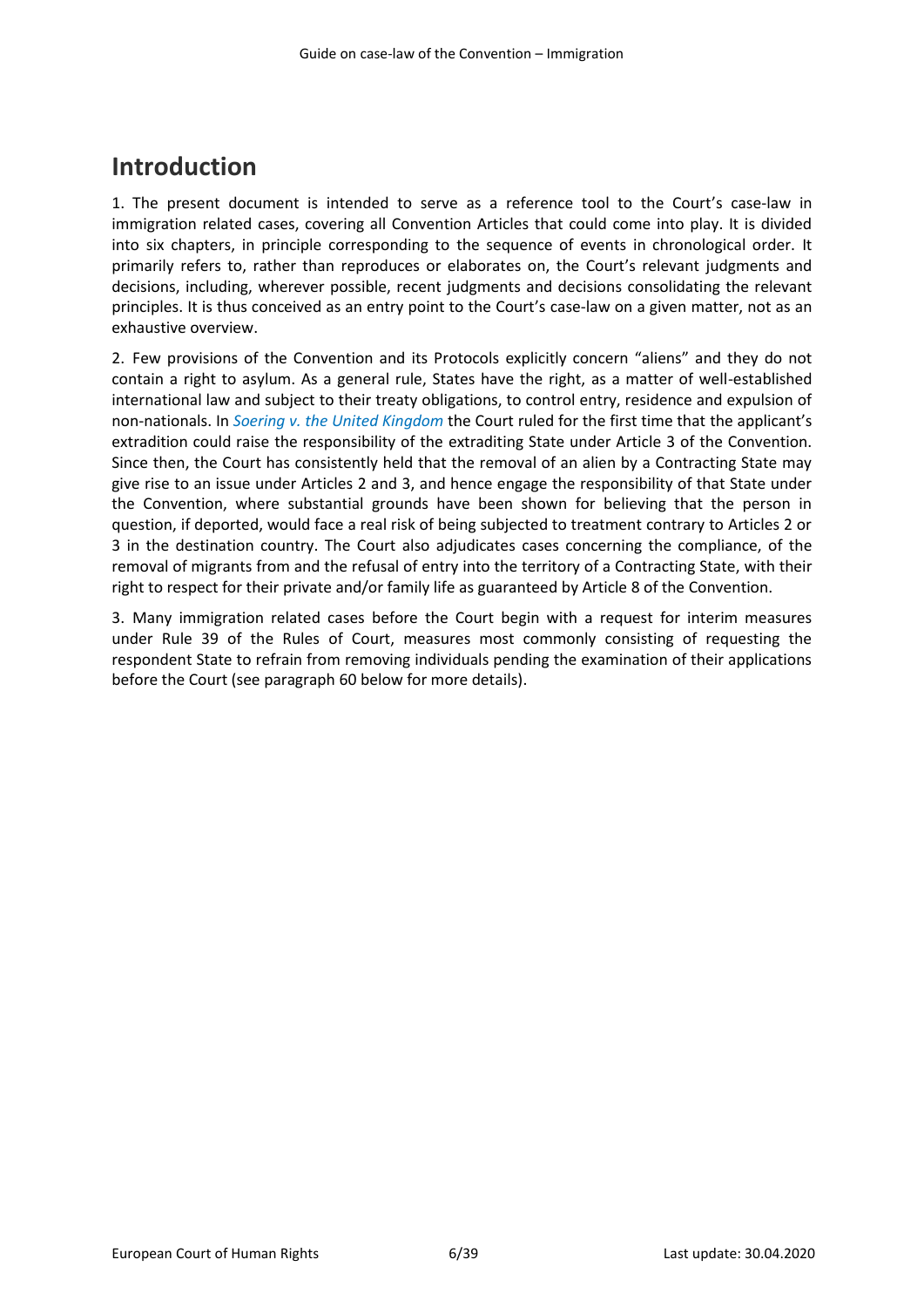# Introduction

1. The present document is intended to serve as a reference tool to the Court's case-law in immigration related cases, covering all Convention Articles that could come into play. It is divided into six chapters, in principle corresponding to the sequence of events in chronological order. It primarily refers to, rather than reproduces or elaborates on, the Court's relevant judgments and decisions, including, wherever possible, recent judgments and decisions consolidating the relevant principles. It is thus conceived as an entry point to the Court's case-law on a given matter, not as an exhaustive overview.

2. Few provisions of the Convention and its Protocols explicitly concern "aliens" and they do not contain a right to asylum. As a general rule, States have the right, as a matter of well-established international law and subject to their treaty obligations, to control entry, residence and expulsion of non-nationals. In *Soering v. the United Kingdom* the Court ruled for the first time that the applicant's extradition could raise the responsibility of the extraditing State under Article 3 of the Convention. Since then, the Court has consistently held that the removal of an alien by a Contracting State may give rise to an issue under Articles 2 and 3, and hence engage the responsibility of that State under the Convention, where substantial grounds have been shown for believing that the person in question, if deported, would face a real risk of being subjected to treatment contrary to Articles 2 or 3 in the destination country. The Court also adjudicates cases concerning the compliance, of the removal of migrants from and the refusal of entry into the territory of a Contracting State, with their right to respect for their private and/or family life as guaranteed by Article 8 of the Convention.

3. Many immigration related cases before the Court begin with a request for interim measures under Rule 39 of the Rules of Court, measures most commonly consisting of requesting the respondent State to refrain from removing individuals pending the examination of their applications before the Court (see paragraph 60 below for more details).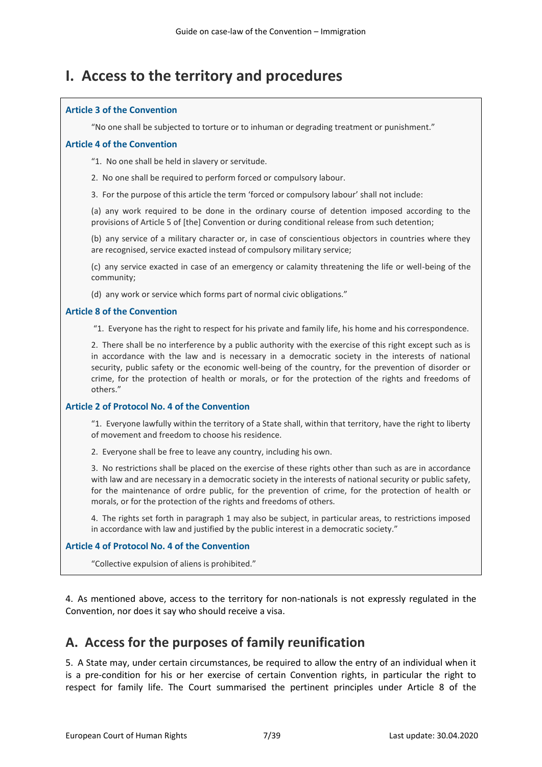# I. Access to the territory and procedures

**Article 3 of the Convention**

"No one shall be subjected to torture or to inhuman or degrading treatment or punishment."

**Article 4 of the Convention**

"1. No one shall be held in slavery or servitude.

2. No one shall be required to perform forced or compulsory labour.

3. For the purpose of this article the term 'forced or compulsory labour' shall not include:

(a) any work required to be done in the ordinary course of detention imposed according to the provisions of Article 5 of [the] Convention or during conditional release from such detention;

(b) any service of a military character or, in case of conscientious objectors in countries where they are recognised, service exacted instead of compulsory military service;

(c) any service exacted in case of an emergency or calamity threatening the life or well-being of the community;

(d) any work or service which forms part of normal civic obligations."

**Article 8 of the Convention**

"1. Everyone has the right to respect for his private and family life, his home and his correspondence.

2. There shall be no interference by a public authority with the exercise of this right except such as is in accordance with the law and is necessary in a democratic society in the interests of national security, public safety or the economic well-being of the country, for the prevention of disorder or crime, for the protection of health or morals, or for the protection of the rights and freedoms of others."

**Article 2 of Protocol No. 4 of the Convention**

"1. Everyone lawfully within the territory of a State shall, within that territory, have the right to liberty of movement and freedom to choose his residence.

2. Everyone shall be free to leave any country, including his own.

3. No restrictions shall be placed on the exercise of these rights other than such as are in accordance with law and are necessary in a democratic society in the interests of national security or public safety, for the maintenance of ordre public, for the prevention of crime, for the protection of health or morals, or for the protection of the rights and freedoms of others.

4. The rights set forth in paragraph 1 may also be subject, in particular areas, to restrictions imposed in accordance with law and justified by the public interest in a democratic society."

**Article 4 of Protocol No. 4 of the Convention**

"Collective expulsion of aliens is prohibited."

4. As mentioned above, access to the territory for non-nationals is not expressly regulated in the Convention, nor does it say who should receive a visa.

## A. Access for the purposes of family reunification

5. A State may, under certain circumstances, be required to allow the entry of an individual when it is a pre-condition for his or her exercise of certain Convention rights, in particular the right to respect for family life. The Court summarised the pertinent principles under Article 8 of the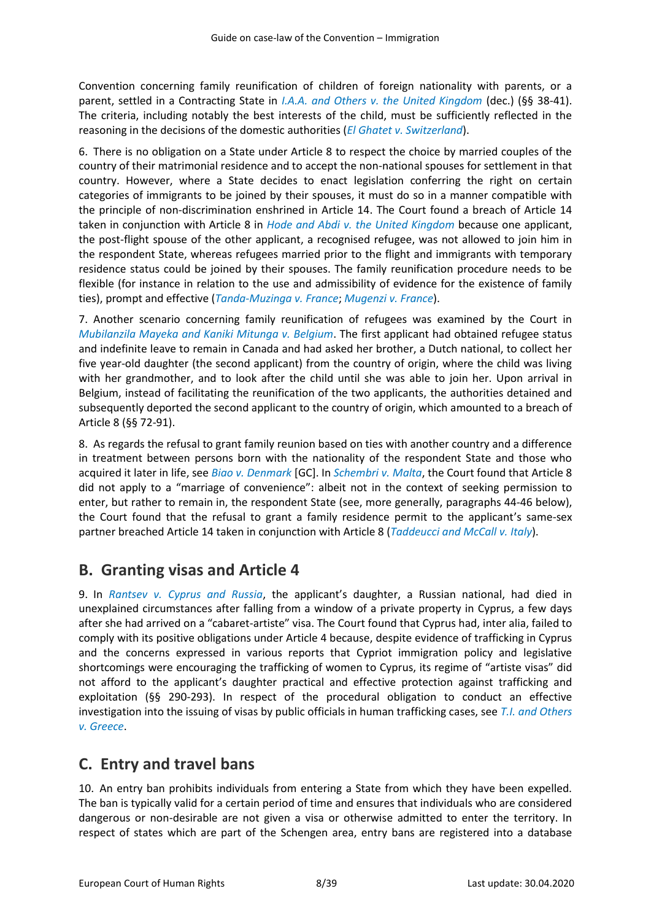Convention concerning family reunification of children of foreign nationality with parents, or a parent, settled in a Contracting State in *I.A.A. and Others v. the United Kingdom* (dec.) (§§ 38-41). The criteria, including notably the best interests of the child, must be sufficiently reflected in the reasoning in the decisions of the domestic authorities (*El Ghatet v. Switzerland*).

6. There is no obligation on a State under Article 8 to respect the choice by married couples of the country of their matrimonial residence and to accept the non-national spouses for settlement in that country. However, where a State decides to enact legislation conferring the right on certain categories of immigrants to be joined by their spouses, it must do so in a manner compatible with the principle of non-discrimination enshrined in Article 14. The Court found a breach of Article 14 taken in conjunction with Article 8 in *Hode and Abdi v. the United Kingdom* because one applicant, the post-flight spouse of the other applicant, a recognised refugee, was not allowed to join him in the respondent State, whereas refugees married prior to the flight and immigrants with temporary residence status could be joined by their spouses. The family reunification procedure needs to be flexible (for instance in relation to the use and admissibility of evidence for the existence of family ties), prompt and effective (*Tanda-Muzinga v. France*; *Mugenzi v. France*).

7. Another scenario concerning family reunification of refugees was examined by the Court in *Mubilanzila Mayeka and Kaniki Mitunga v. Belgium*. The first applicant had obtained refugee status and indefinite leave to remain in Canada and had asked her brother, a Dutch national, to collect her five year-old daughter (the second applicant) from the country of origin, where the child was living with her grandmother, and to look after the child until she was able to join her. Upon arrival in Belgium, instead of facilitating the reunification of the two applicants, the authorities detained and subsequently deported the second applicant to the country of origin, which amounted to a breach of Article 8 (§§ 72-91).

8. As regards the refusal to grant family reunion based on ties with another country and a difference in treatment between persons born with the nationality of the respondent State and those who acquired it later in life, see *Biao v. Denmark* [GC]. In *Schembri v. Malta*, the Court found that Article 8 did not apply to a "marriage of convenience": albeit not in the context of seeking permission to enter, but rather to remain in, the respondent State (see, more generally, paragraphs 44-46 below), the Court found that the refusal to grant a family residence permit to the applicant's same-sex partner breached Article 14 taken in conjunction with Article 8 (*Taddeucci and McCall v. Italy*).

## B. Granting visas and Article 4

9. In *Rantsev v. Cyprus and Russia*, the applicant's daughter, a Russian national, had died in unexplained circumstances after falling from a window of a private property in Cyprus, a few days after she had arrived on a "cabaret-artiste" visa. The Court found that Cyprus had, inter alia, failed to comply with its positive obligations under Article 4 because, despite evidence of trafficking in Cyprus and the concerns expressed in various reports that Cypriot immigration policy and legislative shortcomings were encouraging the trafficking of women to Cyprus, its regime of "artiste visas" did not afford to the applicant's daughter practical and effective protection against trafficking and exploitation (§§ 290-293). In respect of the procedural obligation to conduct an effective investigation into the issuing of visas by public officials in human trafficking cases, see *T.I. and Others v. Greece*.

## C. Entry and travel bans

10. An entry ban prohibits individuals from entering a State from which they have been expelled. The ban is typically valid for a certain period of time and ensures that individuals who are considered dangerous or non-desirable are not given a visa or otherwise admitted to enter the territory. In respect of states which are part of the Schengen area, entry bans are registered into a database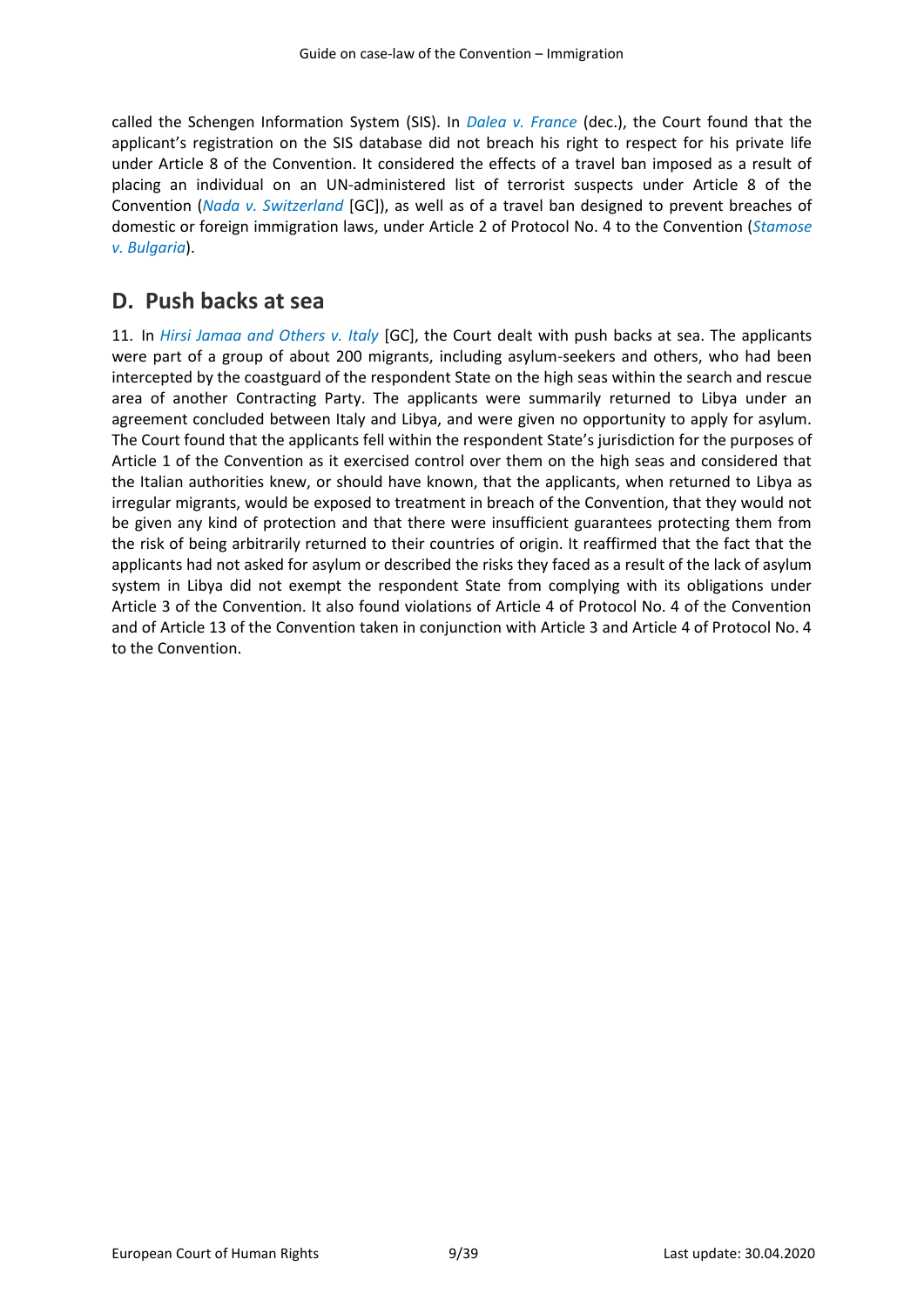called the Schengen Information System (SIS). In *Dalea v. France* (dec.), the Court found that the applicant's registration on the SIS database did not breach his right to respect for his private life under Article 8 of the Convention. It considered the effects of a travel ban imposed as a result of placing an individual on an UN-administered list of terrorist suspects under Article 8 of the Convention (*Nada v. Switzerland* [GC]), as well as of a travel ban designed to prevent breaches of domestic or foreign immigration laws, under Article 2 of Protocol No. 4 to the Convention (*Stamose v. Bulgaria*).

## D. Push backs at sea

11. In *Hirsi Jamaa and Others v. Italy* [GC], the Court dealt with push backs at sea. The applicants were part of a group of about 200 migrants, including asylum-seekers and others, who had been intercepted by the coastguard of the respondent State on the high seas within the search and rescue area of another Contracting Party. The applicants were summarily returned to Libya under an agreement concluded between Italy and Libya, and were given no opportunity to apply for asylum. The Court found that the applicants fell within the respondent State's jurisdiction for the purposes of Article 1 of the Convention as it exercised control over them on the high seas and considered that the Italian authorities knew, or should have known, that the applicants, when returned to Libya as irregular migrants, would be exposed to treatment in breach of the Convention, that they would not be given any kind of protection and that there were insufficient guarantees protecting them from the risk of being arbitrarily returned to their countries of origin. It reaffirmed that the fact that the applicants had not asked for asylum or described the risks they faced as a result of the lack of asylum system in Libya did not exempt the respondent State from complying with its obligations under Article 3 of the Convention. It also found violations of Article 4 of Protocol No. 4 of the Convention and of Article 13 of the Convention taken in conjunction with Article 3 and Article 4 of Protocol No. 4 to the Convention.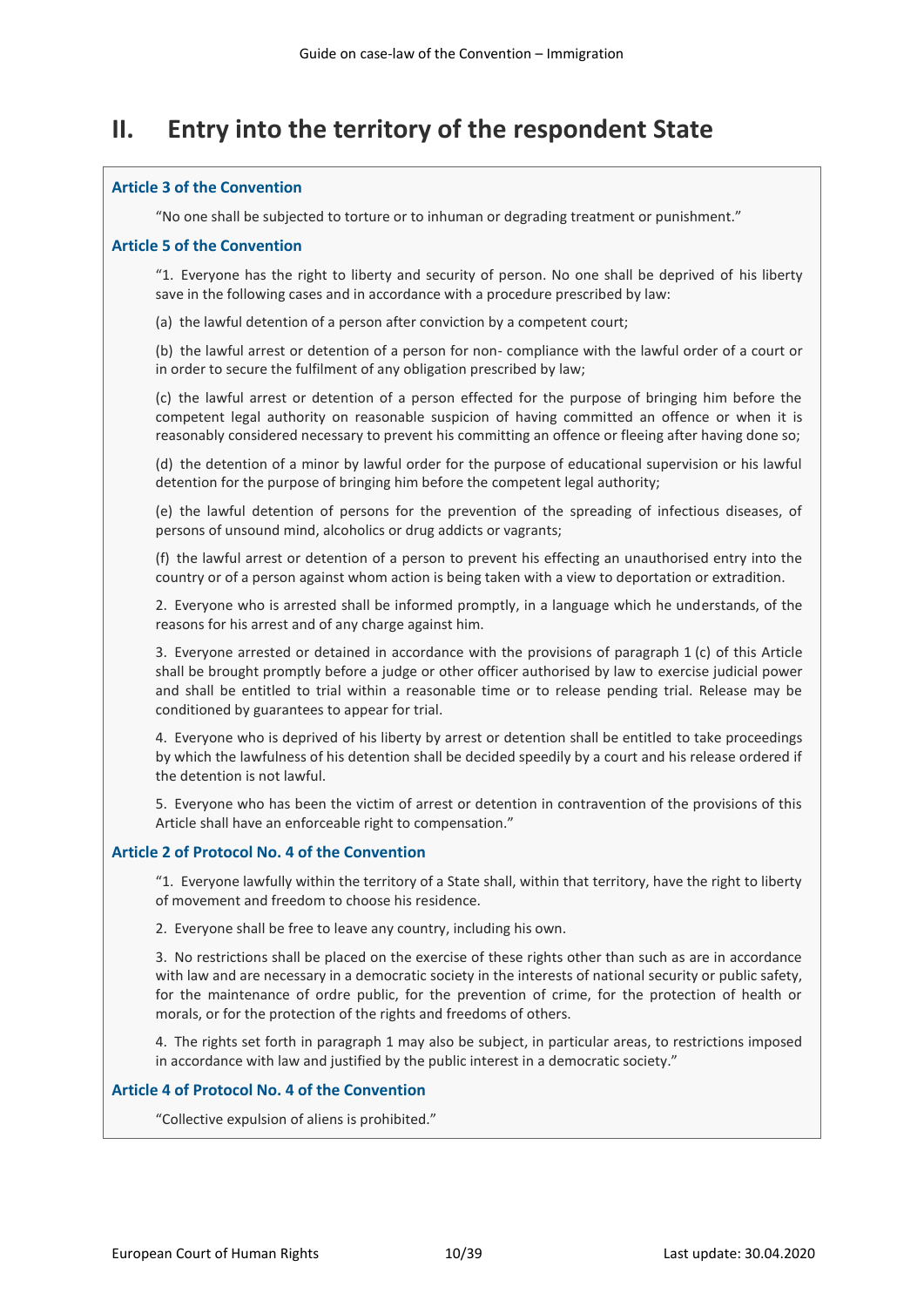# II. Entry into the territory of the respondent State

**Article 3 of the Convention**

"No one shall be subjected to torture or to inhuman or degrading treatment or punishment."

**Article 5 of the Convention**

"1. Everyone has the right to liberty and security of person. No one shall be deprived of his liberty save in the following cases and in accordance with a procedure prescribed by law:

(a) the lawful detention of a person after conviction by a competent court;

(b) the lawful arrest or detention of a person for non- compliance with the lawful order of a court or in order to secure the fulfilment of any obligation prescribed by law;

(c) the lawful arrest or detention of a person effected for the purpose of bringing him before the competent legal authority on reasonable suspicion of having committed an offence or when it is reasonably considered necessary to prevent his committing an offence or fleeing after having done so;

(d) the detention of a minor by lawful order for the purpose of educational supervision or his lawful detention for the purpose of bringing him before the competent legal authority;

(e) the lawful detention of persons for the prevention of the spreading of infectious diseases, of persons of unsound mind, alcoholics or drug addicts or vagrants;

(f) the lawful arrest or detention of a person to prevent his effecting an unauthorised entry into the country or of a person against whom action is being taken with a view to deportation or extradition.

2. Everyone who is arrested shall be informed promptly, in a language which he understands, of the reasons for his arrest and of any charge against him.

3. Everyone arrested or detained in accordance with the provisions of paragraph 1 (c) of this Article shall be brought promptly before a judge or other officer authorised by law to exercise judicial power and shall be entitled to trial within a reasonable time or to release pending trial. Release may be conditioned by guarantees to appear for trial.

4. Everyone who is deprived of his liberty by arrest or detention shall be entitled to take proceedings by which the lawfulness of his detention shall be decided speedily by a court and his release ordered if the detention is not lawful.

5. Everyone who has been the victim of arrest or detention in contravention of the provisions of this Article shall have an enforceable right to compensation."

**Article 2 of Protocol No. 4 of the Convention**

"1. Everyone lawfully within the territory of a State shall, within that territory, have the right to liberty of movement and freedom to choose his residence.

2. Everyone shall be free to leave any country, including his own.

3. No restrictions shall be placed on the exercise of these rights other than such as are in accordance with law and are necessary in a democratic society in the interests of national security or public safety, for the maintenance of ordre public, for the prevention of crime, for the protection of health or morals, or for the protection of the rights and freedoms of others.

4. The rights set forth in paragraph 1 may also be subject, in particular areas, to restrictions imposed in accordance with law and justified by the public interest in a democratic society."

**Article 4 of Protocol No. 4 of the Convention**

"Collective expulsion of aliens is prohibited."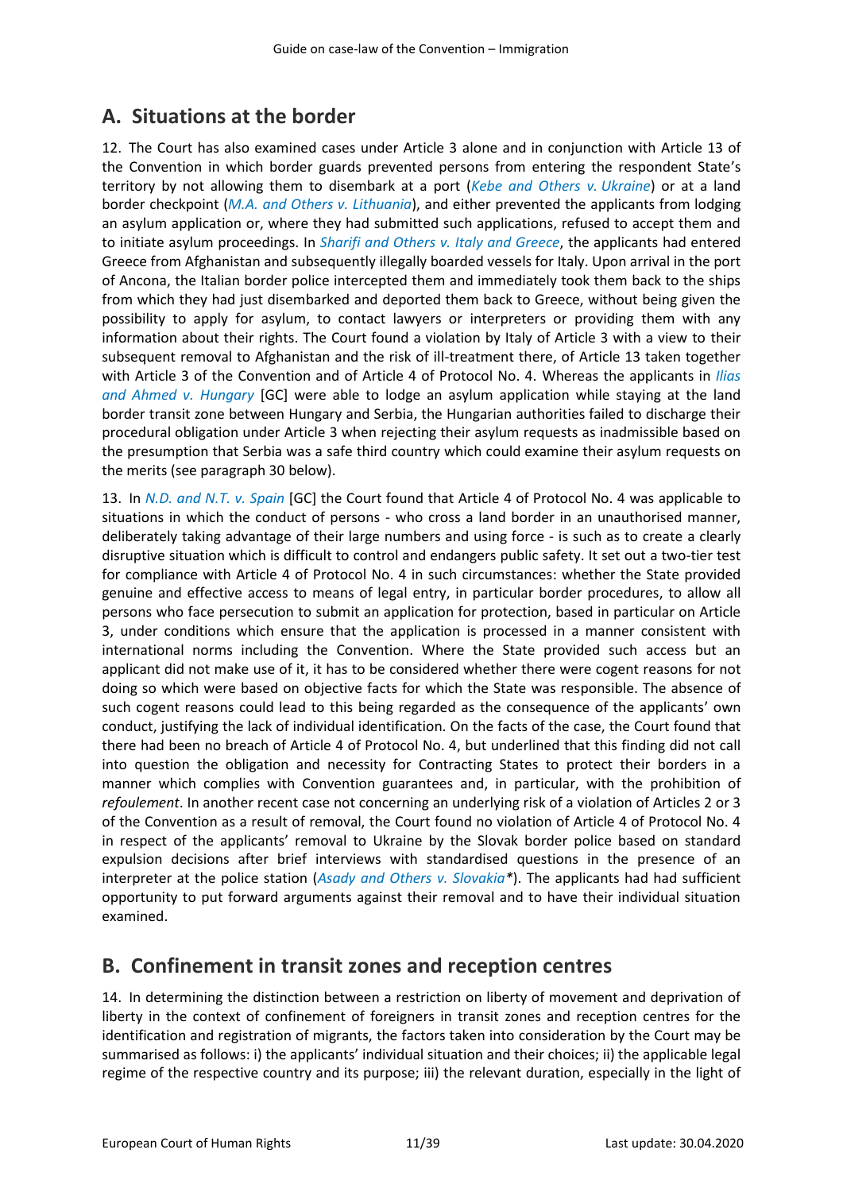## A. Situations at the border

12. The Court has also examined cases under Article 3 alone and in conjunction with Article 13 of the Convention in which border guards prevented persons from entering the respondent State's territory by not allowing them to disembark at a port (*Kebe and Others v. Ukraine*) or at a land border checkpoint (*M.A. and Others v. Lithuania*), and either prevented the applicants from lodging an asylum application or, where they had submitted such applications, refused to accept them and to initiate asylum proceedings. In *Sharifi and Others v. Italy and Greece*, the applicants had entered Greece from Afghanistan and subsequently illegally boarded vessels for Italy. Upon arrival in the port of Ancona, the Italian border police intercepted them and immediately took them back to the ships from which they had just disembarked and deported them back to Greece, without being given the possibility to apply for asylum, to contact lawyers or interpreters or providing them with any information about their rights. The Court found a violation by Italy of Article 3 with a view to their subsequent removal to Afghanistan and the risk of ill-treatment there, of Article 13 taken together with Article 3 of the Convention and of Article 4 of Protocol No. 4. Whereas the applicants in *Ilias and Ahmed v. Hungary* [GC] were able to lodge an asylum application while staying at the land border transit zone between Hungary and Serbia, the Hungarian authorities failed to discharge their procedural obligation under Article 3 when rejecting their asylum requests as inadmissible based on the presumption that Serbia was a safe third country which could examine their asylum requests on the merits (see paragraph 30 below).

13. In *N.D. and N.T. v. Spain* [GC] the Court found that Article 4 of Protocol No. 4 was applicable to situations in which the conduct of persons - who cross a land border in an unauthorised manner, deliberately taking advantage of their large numbers and using force - is such as to create a clearly disruptive situation which is difficult to control and endangers public safety. It set out a two-tier test for compliance with Article 4 of Protocol No. 4 in such circumstances: whether the State provided genuine and effective access to means of legal entry, in particular border procedures, to allow all persons who face persecution to submit an application for protection, based in particular on Article 3, under conditions which ensure that the application is processed in a manner consistent with international norms including the Convention. Where the State provided such access but an applicant did not make use of it, it has to be considered whether there were cogent reasons for not doing so which were based on objective facts for which the State was responsible. The absence of such cogent reasons could lead to this being regarded as the consequence of the applicants' own conduct, justifying the lack of individual identification. On the facts of the case, the Court found that there had been no breach of Article 4 of Protocol No. 4, but underlined that this finding did not call into question the obligation and necessity for Contracting States to protect their borders in a manner which complies with Convention guarantees and, in particular, with the prohibition of *refoulement*. In another recent case not concerning an underlying risk of a violation of Articles 2 or 3 of the Convention as a result of removal, the Court found no violation of Article 4 of Protocol No. 4 in respect of the applicants' removal to Ukraine by the Slovak border police based on standard expulsion decisions after brief interviews with standardised questions in the presence of an interpreter at the police station (*Asady and Others v. Slovakia**). The applicants had had sufficient opportunity to put forward arguments against their removal and to have their individual situation examined.

## B. Confinement in transit zones and reception centres

14. In determining the distinction between a restriction on liberty of movement and deprivation of liberty in the context of confinement of foreigners in transit zones and reception centres for the identification and registration of migrants, the factors taken into consideration by the Court may be summarised as follows: i) the applicants' individual situation and their choices; ii) the applicable legal regime of the respective country and its purpose; iii) the relevant duration, especially in the light of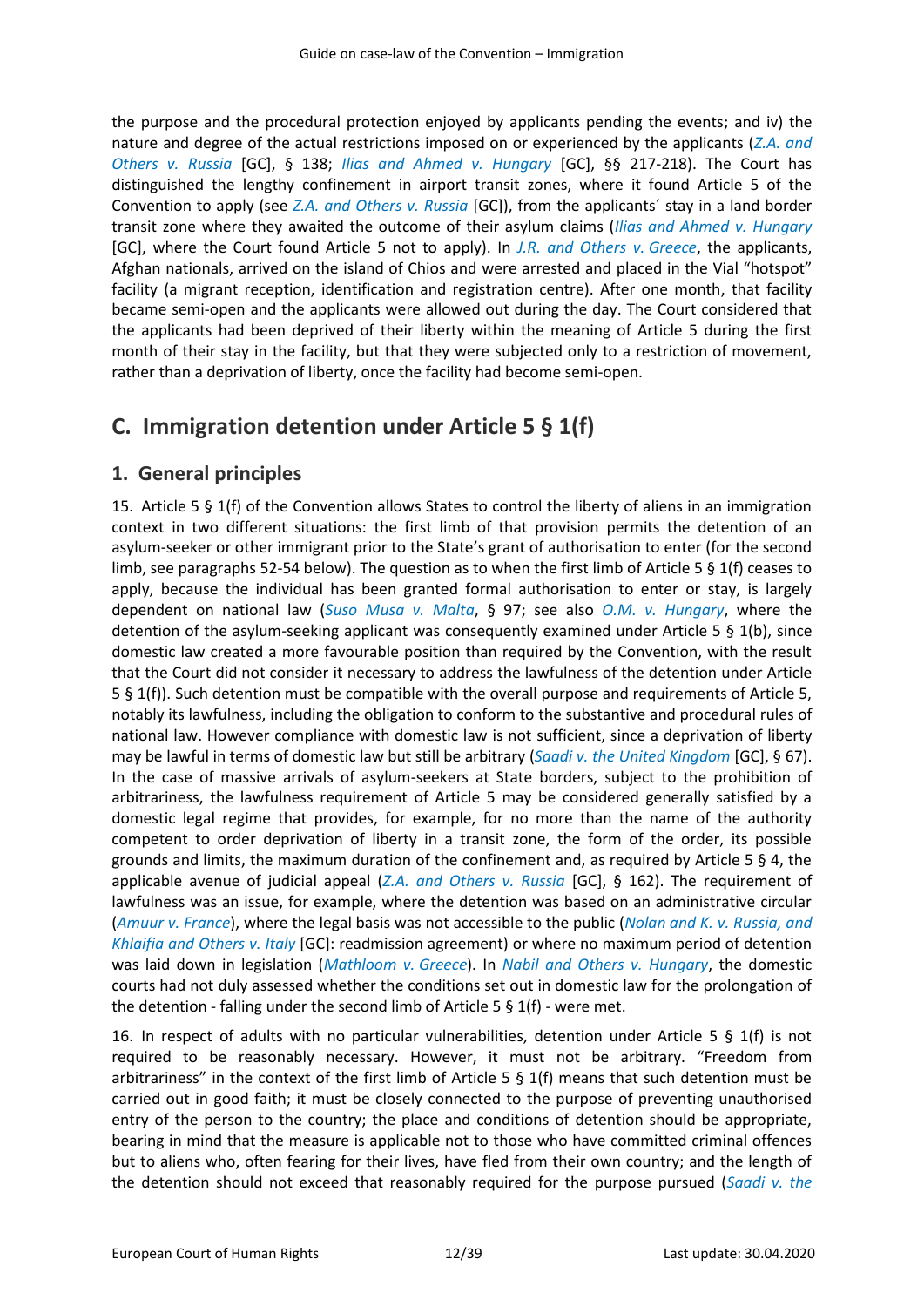the purpose and the procedural protection enjoyed by applicants pending the events; and iv) the nature and degree of the actual restrictions imposed on or experienced by the applicants (*Z.A. and Others v. Russia* [GC], § 138; *Ilias and Ahmed v. Hungary* [GC], §§ 217-218). The Court has distinguished the lengthy confinement in airport transit zones, where it found Article 5 of the Convention to apply (see *Z.A. and Others v. Russia* [GC]), from the applicants´ stay in a land border transit zone where they awaited the outcome of their asylum claims (*Ilias and Ahmed v. Hungary* [GC], where the Court found Article 5 not to apply). In *J.R. and Others v. Greece*, the applicants, Afghan nationals, arrived on the island of Chios and were arrested and placed in the Vial "hotspot" facility (a migrant reception, identification and registration centre). After one month, that facility became semi-open and the applicants were allowed out during the day. The Court considered that the applicants had been deprived of their liberty within the meaning of Article 5 during the first month of their stay in the facility, but that they were subjected only to a restriction of movement, rather than a deprivation of liberty, once the facility had become semi-open.

## C. Immigration detention under Article 5 § 1(f)

### 1. General principles

15. Article 5 § 1(f) of the Convention allows States to control the liberty of aliens in an immigration context in two different situations: the first limb of that provision permits the detention of an asylum-seeker or other immigrant prior to the State's grant of authorisation to enter (for the second limb, see paragraphs 52-54 below). The question as to when the first limb of Article 5 § 1(f) ceases to apply, because the individual has been granted formal authorisation to enter or stay, is largely dependent on national law (*Suso Musa v. Malta*, § 97; see also *O.M. v. Hungary*, where the detention of the asylum-seeking applicant was consequently examined under Article 5 § 1(b), since domestic law created a more favourable position than required by the Convention, with the result that the Court did not consider it necessary to address the lawfulness of the detention under Article 5 § 1(f)). Such detention must be compatible with the overall purpose and requirements of Article 5, notably its lawfulness, including the obligation to conform to the substantive and procedural rules of national law. However compliance with domestic law is not sufficient, since a deprivation of liberty may be lawful in terms of domestic law but still be arbitrary (*Saadi v. the United Kingdom* [GC], § 67). In the case of massive arrivals of asylum-seekers at State borders, subject to the prohibition of arbitrariness, the lawfulness requirement of Article 5 may be considered generally satisfied by a domestic legal regime that provides, for example, for no more than the name of the authority competent to order deprivation of liberty in a transit zone, the form of the order, its possible grounds and limits, the maximum duration of the confinement and, as required by Article 5 § 4, the applicable avenue of judicial appeal (*Z.A. and Others v. Russia* [GC], § 162). The requirement of lawfulness was an issue, for example, where the detention was based on an administrative circular (*Amuur v. France*), where the legal basis was not accessible to the public (*Nolan and K. v. Russia, and Khlaifia and Others v. Italy* [GC]: readmission agreement) or where no maximum period of detention was laid down in legislation (*Mathloom v. Greece*). In *Nabil and Others v. Hungary*, the domestic courts had not duly assessed whether the conditions set out in domestic law for the prolongation of the detention - falling under the second limb of Article 5 § 1(f) - were met.

16. In respect of adults with no particular vulnerabilities, detention under Article 5 § 1(f) is not required to be reasonably necessary. However, it must not be arbitrary. "Freedom from arbitrariness" in the context of the first limb of Article 5 § 1(f) means that such detention must be carried out in good faith; it must be closely connected to the purpose of preventing unauthorised entry of the person to the country; the place and conditions of detention should be appropriate, bearing in mind that the measure is applicable not to those who have committed criminal offences but to aliens who, often fearing for their lives, have fled from their own country; and the length of the detention should not exceed that reasonably required for the purpose pursued (*Saadi v. the*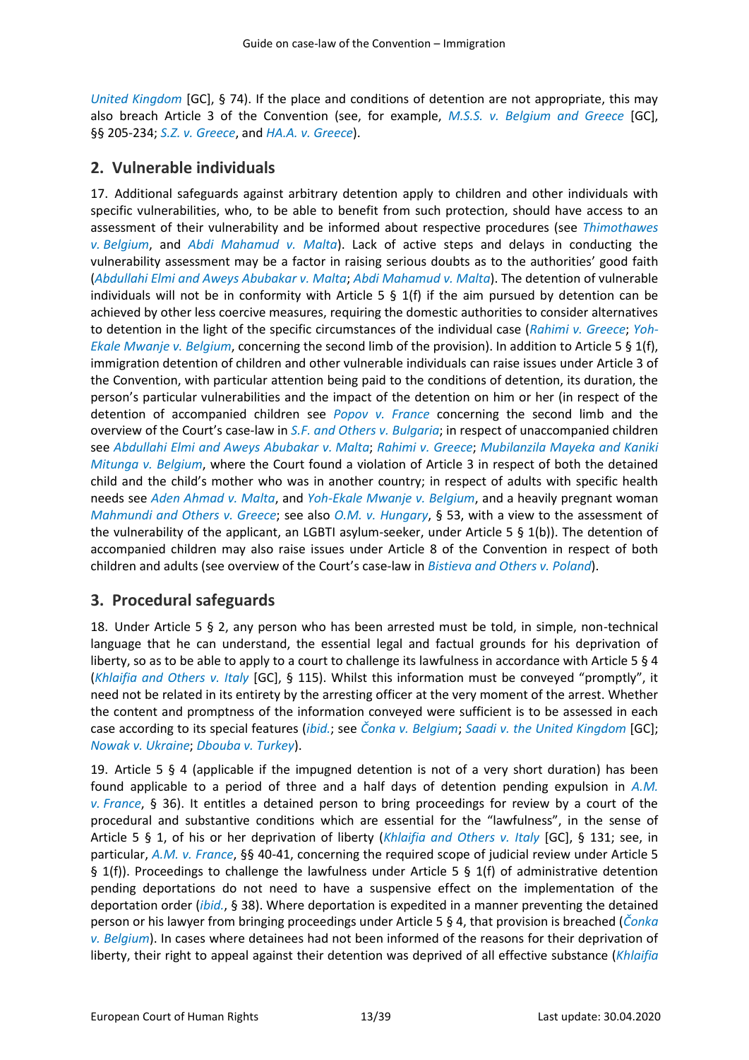*United Kingdom* [GC], § 74). If the place and conditions of detention are not appropriate, this may also breach Article 3 of the Convention (see, for example, *M.S.S. v. Belgium and Greece* [GC], §§ 205-234; *S.Z. v. Greece*, and *HA.A. v. Greece*).

## 2. Vulnerable individuals

17. Additional safeguards against arbitrary detention apply to children and other individuals with specific vulnerabilities, who, to be able to benefit from such protection, should have access to an assessment of their vulnerability and be informed about respective procedures (see *Thimothawes v. Belgium*, and *Abdi Mahamud v. Malta*). Lack of active steps and delays in conducting the vulnerability assessment may be a factor in raising serious doubts as to the authorities' good faith (*Abdullahi Elmi and Aweys Abubakar v. Malta*; *Abdi Mahamud v. Malta*). The detention of vulnerable individuals will not be in conformity with Article 5 § 1(f) if the aim pursued by detention can be achieved by other less coercive measures, requiring the domestic authorities to consider alternatives to detention in the light of the specific circumstances of the individual case (*Rahimi v. Greece*; *Yoh-Ekale Mwanje v. Belgium*, concerning the second limb of the provision). In addition to Article 5 § 1(f), immigration detention of children and other vulnerable individuals can raise issues under Article 3 of the Convention, with particular attention being paid to the conditions of detention, its duration, the person's particular vulnerabilities and the impact of the detention on him or her (in respect of the detention of accompanied children see *Popov v. France* concerning the second limb and the overview of the Court's case-law in *S.F. and Others v. Bulgaria*; in respect of unaccompanied children see *Abdullahi Elmi and Aweys Abubakar v. Malta*; *Rahimi v. Greece*; *Mubilanzila Mayeka and Kaniki Mitunga v. Belgium*, where the Court found a violation of Article 3 in respect of both the detained child and the child's mother who was in another country; in respect of adults with specific health needs see *Aden Ahmad v. Malta*, and *Yoh-Ekale Mwanje v. Belgium*, and a heavily pregnant woman *Mahmundi and Others v. Greece*; see also *O.M. v. Hungary*, § 53, with a view to the assessment of the vulnerability of the applicant, an LGBTI asylum-seeker, under Article 5 § 1(b)). The detention of accompanied children may also raise issues under Article 8 of the Convention in respect of both children and adults (see overview of the Court's case-law in *Bistieva and Others v. Poland*).

## 3. Procedural safeguards

18. Under Article 5 § 2, any person who has been arrested must be told, in simple, non-technical language that he can understand, the essential legal and factual grounds for his deprivation of liberty, so as to be able to apply to a court to challenge its lawfulness in accordance with Article 5 § 4 (*Khlaifia and Others v. Italy* [GC], § 115). Whilst this information must be conveyed "promptly", it need not be related in its entirety by the arresting officer at the very moment of the arrest. Whether the content and promptness of the information conveyed were sufficient is to be assessed in each case according to its special features (*ibid.*; see *Čonka v. Belgium*; *Saadi v. the United Kingdom* [GC]; *Nowak v. Ukraine*; *Dbouba v. Turkey*).

19. Article 5 § 4 (applicable if the impugned detention is not of a very short duration) has been found applicable to a period of three and a half days of detention pending expulsion in *A.M. v. France*, § 36). It entitles a detained person to bring proceedings for review by a court of the procedural and substantive conditions which are essential for the "lawfulness", in the sense of Article 5 § 1, of his or her deprivation of liberty (*Khlaifia and Others v. Italy* [GC], § 131; see, in particular, *A.M. v. France*, §§ 40-41, concerning the required scope of judicial review under Article 5 § 1(f)). Proceedings to challenge the lawfulness under Article 5 § 1(f) of administrative detention pending deportations do not need to have a suspensive effect on the implementation of the deportation order (*ibid.*, § 38). Where deportation is expedited in a manner preventing the detained person or his lawyer from bringing proceedings under Article 5 § 4, that provision is breached (*Čonka v. Belgium*). In cases where detainees had not been informed of the reasons for their deprivation of liberty, their right to appeal against their detention was deprived of all effective substance (*Khlaifia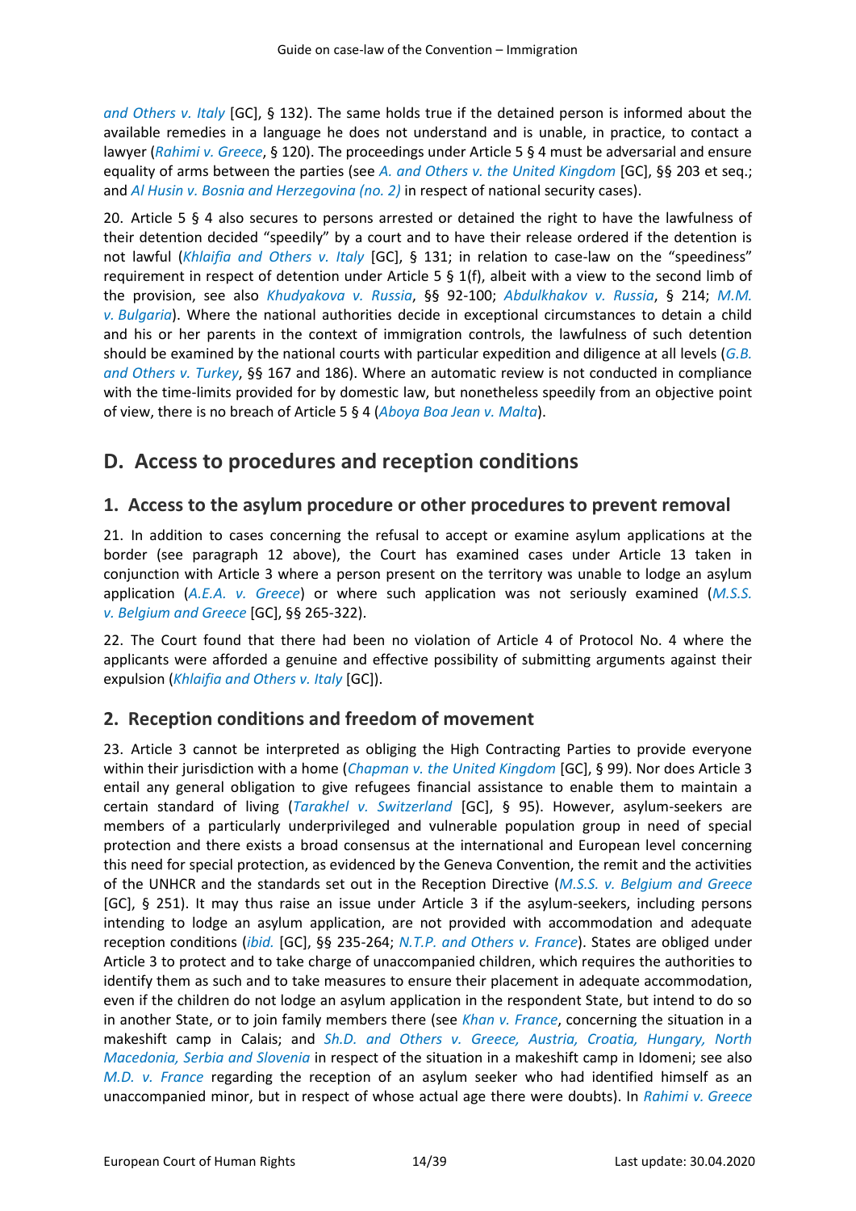*and Others v. Italy* [GC], § 132). The same holds true if the detained person is informed about the available remedies in a language he does not understand and is unable, in practice, to contact a lawyer (*Rahimi v. Greece*, § 120). The proceedings under Article 5 § 4 must be adversarial and ensure equality of arms between the parties (see *A. and Others v. the United Kingdom* [GC], §§ 203 et seq.; and *Al Husin v. Bosnia and Herzegovina (no. 2)* in respect of national security cases).

20. Article 5 § 4 also secures to persons arrested or detained the right to have the lawfulness of their detention decided "speedily" by a court and to have their release ordered if the detention is not lawful (*Khlaifia and Others v. Italy* [GC], § 131; in relation to case-law on the "speediness" requirement in respect of detention under Article 5 § 1(f), albeit with a view to the second limb of the provision, see also *Khudyakova v. Russia*, §§ 92-100; *Abdulkhakov v. Russia*, § 214; *M.M. v. Bulgaria*). Where the national authorities decide in exceptional circumstances to detain a child and his or her parents in the context of immigration controls, the lawfulness of such detention should be examined by the national courts with particular expedition and diligence at all levels (*G.B. and Others v. Turkey*, §§ 167 and 186). Where an automatic review is not conducted in compliance with the time-limits provided for by domestic law, but nonetheless speedily from an objective point of view, there is no breach of Article 5 § 4 (*Aboya Boa Jean v. Malta*).

## D. Access to procedures and reception conditions

### 1. Access to the asylum procedure or other procedures to prevent removal

21. In addition to cases concerning the refusal to accept or examine asylum applications at the border (see paragraph 12 above), the Court has examined cases under Article 13 taken in conjunction with Article 3 where a person present on the territory was unable to lodge an asylum application (*A.E.A. v. Greece*) or where such application was not seriously examined (*M.S.S. v. Belgium and Greece* [GC], §§ 265-322).

22. The Court found that there had been no violation of Article 4 of Protocol No. 4 where the applicants were afforded a genuine and effective possibility of submitting arguments against their expulsion (*Khlaifia and Others v. Italy* [GC]).

### 2. Reception conditions and freedom of movement

23. Article 3 cannot be interpreted as obliging the High Contracting Parties to provide everyone within their jurisdiction with a home (*Chapman v. the United Kingdom* [GC], § 99). Nor does Article 3 entail any general obligation to give refugees financial assistance to enable them to maintain a certain standard of living (*Tarakhel v. Switzerland* [GC], § 95). However, asylum-seekers are members of a particularly underprivileged and vulnerable population group in need of special protection and there exists a broad consensus at the international and European level concerning this need for special protection, as evidenced by the Geneva Convention, the remit and the activities of the UNHCR and the standards set out in the Reception Directive (*M.S.S. v. Belgium and Greece* [GC], § 251). It may thus raise an issue under Article 3 if the asylum-seekers, including persons intending to lodge an asylum application, are not provided with accommodation and adequate reception conditions (*ibid.* [GC], §§ 235-264; *N.T.P. and Others v. France*). States are obliged under Article 3 to protect and to take charge of unaccompanied children, which requires the authorities to identify them as such and to take measures to ensure their placement in adequate accommodation, even if the children do not lodge an asylum application in the respondent State, but intend to do so in another State, or to join family members there (see *Khan v. France*, concerning the situation in a makeshift camp in Calais; and *Sh.D. and Others v. Greece, Austria, Croatia, Hungary, North Macedonia, Serbia and Slovenia* in respect of the situation in a makeshift camp in Idomeni; see also *M.D. v. France* regarding the reception of an asylum seeker who had identified himself as an unaccompanied minor, but in respect of whose actual age there were doubts). In *Rahimi v. Greece*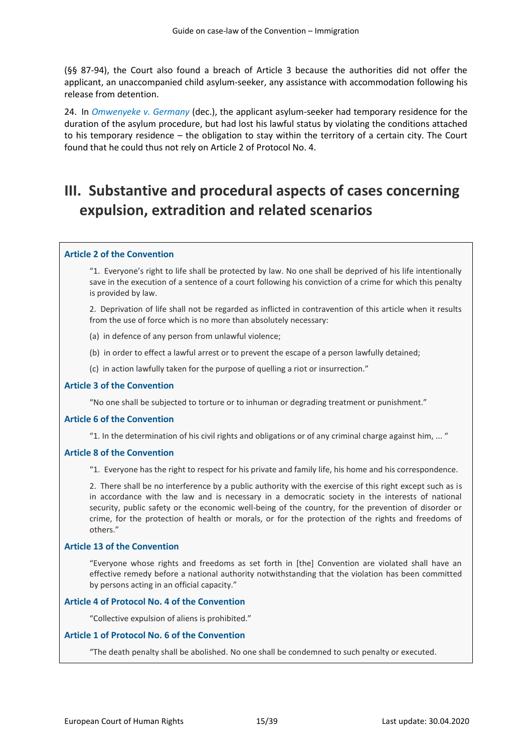(§§ 87-94), the Court also found a breach of Article 3 because the authorities did not offer the applicant, an unaccompanied child asylum-seeker, any assistance with accommodation following his release from detention.

24. In *Omwenyeke v. Germany* (dec.), the applicant asylum-seeker had temporary residence for the duration of the asylum procedure, but had lost his lawful status by violating the conditions attached to his temporary residence – the obligation to stay within the territory of a certain city. The Court found that he could thus not rely on Article 2 of Protocol No. 4.

# III. Substantive and procedural aspects of cases concerning expulsion, extradition and related scenarios

**Article 2 of the Convention**

> "1. Everyone's right to life shall be protected by law. No one shall be deprived of his life intentionally save in the execution of a sentence of a court following his conviction of a crime for which this penalty is provided by law.
>
> 2. Deprivation of life shall not be regarded as inflicted in contravention of this article when it results from the use of force which is no more than absolutely necessary:
>
> (a) in defence of any person from unlawful violence;
>
> (b) in order to effect a lawful arrest or to prevent the escape of a person lawfully detained;
>
> (c) in action lawfully taken for the purpose of quelling a riot or insurrection."

**Article 3 of the Convention**

> "No one shall be subjected to torture or to inhuman or degrading treatment or punishment."

**Article 6 of the Convention**

> "1. In the determination of his civil rights and obligations or of any criminal charge against him, ... "

**Article 8 of the Convention**

> "1. Everyone has the right to respect for his private and family life, his home and his correspondence.
>
> 2. There shall be no interference by a public authority with the exercise of this right except such as is in accordance with the law and is necessary in a democratic society in the interests of national security, public safety or the economic well-being of the country, for the prevention of disorder or crime, for the protection of health or morals, or for the protection of the rights and freedoms of others."

**Article 13 of the Convention**

> "Everyone whose rights and freedoms as set forth in [the] Convention are violated shall have an effective remedy before a national authority notwithstanding that the violation has been committed by persons acting in an official capacity."

**Article 4 of Protocol No. 4 of the Convention**

> "Collective expulsion of aliens is prohibited."

**Article 1 of Protocol No. 6 of the Convention**

> "The death penalty shall be abolished. No one shall be condemned to such penalty or executed.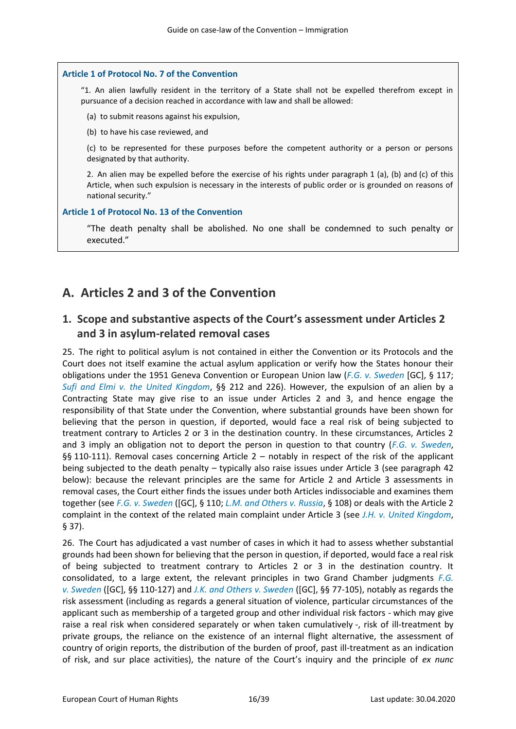**Article 1 of Protocol No. 7 of the Convention**

> "1. An alien lawfully resident in the territory of a State shall not be expelled therefrom except in pursuance of a decision reached in accordance with law and shall be allowed:
>
> (a) to submit reasons against his expulsion,
>
> (b) to have his case reviewed, and
>
> (c) to be represented for these purposes before the competent authority or a person or persons designated by that authority.
>
> 2. An alien may be expelled before the exercise of his rights under paragraph 1 (a), (b) and (c) of this Article, when such expulsion is necessary in the interests of public order or is grounded on reasons of national security."

**Article 1 of Protocol No. 13 of the Convention**

> "The death penalty shall be abolished. No one shall be condemned to such penalty or executed."

## A. Articles 2 and 3 of the Convention

### 1. Scope and substantive aspects of the Court's assessment under Articles 2 and 3 in asylum-related removal cases

25. The right to political asylum is not contained in either the Convention or its Protocols and the Court does not itself examine the actual asylum application or verify how the States honour their obligations under the 1951 Geneva Convention or European Union law (*F.G. v. Sweden* [GC], § 117; *Sufi and Elmi v. the United Kingdom*, §§ 212 and 226). However, the expulsion of an alien by a Contracting State may give rise to an issue under Articles 2 and 3, and hence engage the responsibility of that State under the Convention, where substantial grounds have been shown for believing that the person in question, if deported, would face a real risk of being subjected to treatment contrary to Articles 2 or 3 in the destination country. In these circumstances, Articles 2 and 3 imply an obligation not to deport the person in question to that country (*F.G. v. Sweden*, §§ 110-111). Removal cases concerning Article 2 – notably in respect of the risk of the applicant being subjected to the death penalty – typically also raise issues under Article 3 (see paragraph 42 below): because the relevant principles are the same for Article 2 and Article 3 assessments in removal cases, the Court either finds the issues under both Articles indissociable and examines them together (see *F.G. v. Sweden* ([GC], § 110; *L.M. and Others v. Russia*, § 108) or deals with the Article 2 complaint in the context of the related main complaint under Article 3 (see *J.H. v. United Kingdom*, § 37).

26. The Court has adjudicated a vast number of cases in which it had to assess whether substantial grounds had been shown for believing that the person in question, if deported, would face a real risk of being subjected to treatment contrary to Articles 2 or 3 in the destination country. It consolidated, to a large extent, the relevant principles in two Grand Chamber judgments *F.G. v. Sweden* ([GC], §§ 110-127) and *J.K. and Others v. Sweden* ([GC], §§ 77-105), notably as regards the risk assessment (including as regards a general situation of violence, particular circumstances of the applicant such as membership of a targeted group and other individual risk factors - which may give raise a real risk when considered separately or when taken cumulatively -, risk of ill-treatment by private groups, the reliance on the existence of an internal flight alternative, the assessment of country of origin reports, the distribution of the burden of proof, past ill-treatment as an indication of risk, and sur place activities), the nature of the Court's inquiry and the principle of *ex nunc*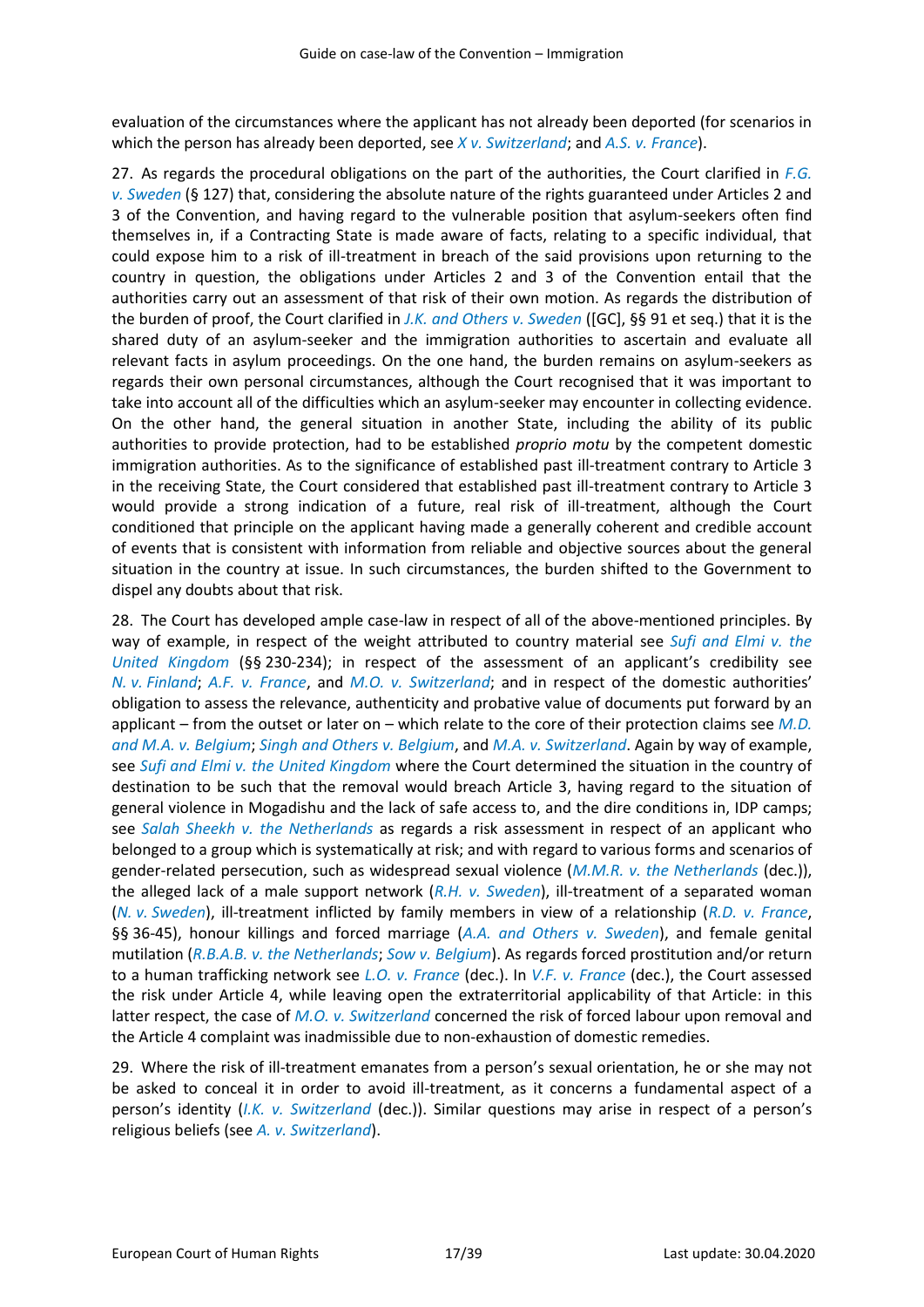evaluation of the circumstances where the applicant has not already been deported (for scenarios in which the person has already been deported, see *X v. Switzerland*; and *A.S. v. France*).

27. As regards the procedural obligations on the part of the authorities, the Court clarified in *F.G. v. Sweden* (§ 127) that, considering the absolute nature of the rights guaranteed under Articles 2 and 3 of the Convention, and having regard to the vulnerable position that asylum-seekers often find themselves in, if a Contracting State is made aware of facts, relating to a specific individual, that could expose him to a risk of ill-treatment in breach of the said provisions upon returning to the country in question, the obligations under Articles 2 and 3 of the Convention entail that the authorities carry out an assessment of that risk of their own motion. As regards the distribution of the burden of proof, the Court clarified in *J.K. and Others v. Sweden* ([GC], §§ 91 et seq.) that it is the shared duty of an asylum-seeker and the immigration authorities to ascertain and evaluate all relevant facts in asylum proceedings. On the one hand, the burden remains on asylum-seekers as regards their own personal circumstances, although the Court recognised that it was important to take into account all of the difficulties which an asylum-seeker may encounter in collecting evidence. On the other hand, the general situation in another State, including the ability of its public authorities to provide protection, had to be established *proprio motu* by the competent domestic immigration authorities. As to the significance of established past ill-treatment contrary to Article 3 in the receiving State, the Court considered that established past ill-treatment contrary to Article 3 would provide a strong indication of a future, real risk of ill-treatment, although the Court conditioned that principle on the applicant having made a generally coherent and credible account of events that is consistent with information from reliable and objective sources about the general situation in the country at issue. In such circumstances, the burden shifted to the Government to dispel any doubts about that risk.

28. The Court has developed ample case-law in respect of all of the above-mentioned principles. By way of example, in respect of the weight attributed to country material see *Sufi and Elmi v. the United Kingdom* (§§ 230-234); in respect of the assessment of an applicant's credibility see *N. v. Finland*; *A.F. v. France*, and *M.O. v. Switzerland*; and in respect of the domestic authorities' obligation to assess the relevance, authenticity and probative value of documents put forward by an applicant – from the outset or later on – which relate to the core of their protection claims see *M.D. and M.A. v. Belgium*; *Singh and Others v. Belgium*, and *M.A. v. Switzerland*. Again by way of example, see *Sufi and Elmi v. the United Kingdom* where the Court determined the situation in the country of destination to be such that the removal would breach Article 3, having regard to the situation of general violence in Mogadishu and the lack of safe access to, and the dire conditions in, IDP camps; see *Salah Sheekh v. the Netherlands* as regards a risk assessment in respect of an applicant who belonged to a group which is systematically at risk; and with regard to various forms and scenarios of gender-related persecution, such as widespread sexual violence (*M.M.R. v. the Netherlands* (dec.)), the alleged lack of a male support network (*R.H. v. Sweden*), ill-treatment of a separated woman (*N. v. Sweden*), ill-treatment inflicted by family members in view of a relationship (*R.D. v. France*, §§ 36-45), honour killings and forced marriage (*A.A. and Others v. Sweden*), and female genital mutilation (*R.B.A.B. v. the Netherlands*; *Sow v. Belgium*). As regards forced prostitution and/or return to a human trafficking network see *L.O. v. France* (dec.). In *V.F. v. France* (dec.), the Court assessed the risk under Article 4, while leaving open the extraterritorial applicability of that Article: in this latter respect, the case of *M.O. v. Switzerland* concerned the risk of forced labour upon removal and the Article 4 complaint was inadmissible due to non-exhaustion of domestic remedies.

29. Where the risk of ill-treatment emanates from a person's sexual orientation, he or she may not be asked to conceal it in order to avoid ill-treatment, as it concerns a fundamental aspect of a person's identity (*I.K. v. Switzerland* (dec.)). Similar questions may arise in respect of a person's religious beliefs (see *A. v. Switzerland*).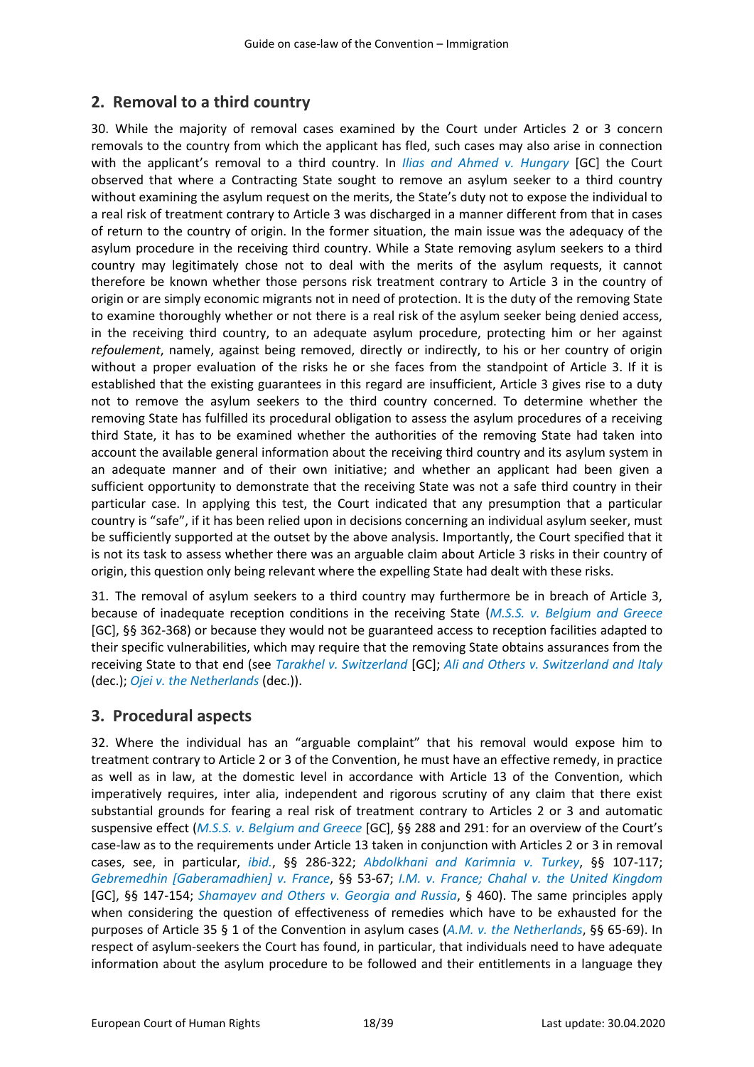## 2. Removal to a third country

30. While the majority of removal cases examined by the Court under Articles 2 or 3 concern removals to the country from which the applicant has fled, such cases may also arise in connection with the applicant's removal to a third country. In *Ilias and Ahmed v. Hungary* [GC] the Court observed that where a Contracting State sought to remove an asylum seeker to a third country without examining the asylum request on the merits, the State's duty not to expose the individual to a real risk of treatment contrary to Article 3 was discharged in a manner different from that in cases of return to the country of origin. In the former situation, the main issue was the adequacy of the asylum procedure in the receiving third country. While a State removing asylum seekers to a third country may legitimately chose not to deal with the merits of the asylum requests, it cannot therefore be known whether those persons risk treatment contrary to Article 3 in the country of origin or are simply economic migrants not in need of protection. It is the duty of the removing State to examine thoroughly whether or not there is a real risk of the asylum seeker being denied access, in the receiving third country, to an adequate asylum procedure, protecting him or her against *refoulement*, namely, against being removed, directly or indirectly, to his or her country of origin without a proper evaluation of the risks he or she faces from the standpoint of Article 3. If it is established that the existing guarantees in this regard are insufficient, Article 3 gives rise to a duty not to remove the asylum seekers to the third country concerned. To determine whether the removing State has fulfilled its procedural obligation to assess the asylum procedures of a receiving third State, it has to be examined whether the authorities of the removing State had taken into account the available general information about the receiving third country and its asylum system in an adequate manner and of their own initiative; and whether an applicant had been given a sufficient opportunity to demonstrate that the receiving State was not a safe third country in their particular case. In applying this test, the Court indicated that any presumption that a particular country is "safe", if it has been relied upon in decisions concerning an individual asylum seeker, must be sufficiently supported at the outset by the above analysis. Importantly, the Court specified that it is not its task to assess whether there was an arguable claim about Article 3 risks in their country of origin, this question only being relevant where the expelling State had dealt with these risks.

31. The removal of asylum seekers to a third country may furthermore be in breach of Article 3, because of inadequate reception conditions in the receiving State (*M.S.S. v. Belgium and Greece* [GC], §§ 362-368) or because they would not be guaranteed access to reception facilities adapted to their specific vulnerabilities, which may require that the removing State obtains assurances from the receiving State to that end (see *Tarakhel v. Switzerland* [GC]; *Ali and Others v. Switzerland and Italy* (dec.); *Ojei v. the Netherlands* (dec.)).

## 3. Procedural aspects

32. Where the individual has an "arguable complaint" that his removal would expose him to treatment contrary to Article 2 or 3 of the Convention, he must have an effective remedy, in practice as well as in law, at the domestic level in accordance with Article 13 of the Convention, which imperatively requires, inter alia, independent and rigorous scrutiny of any claim that there exist substantial grounds for fearing a real risk of treatment contrary to Articles 2 or 3 and automatic suspensive effect (*M.S.S. v. Belgium and Greece* [GC], §§ 288 and 291: for an overview of the Court's case-law as to the requirements under Article 13 taken in conjunction with Articles 2 or 3 in removal cases, see, in particular, *ibid.*, §§ 286-322; *Abdolkhani and Karimnia v. Turkey*, §§ 107-117; *Gebremedhin [Gaberamadhien] v. France*, §§ 53-67; *I.M. v. France; Chahal v. the United Kingdom* [GC], §§ 147-154; *Shamayev and Others v. Georgia and Russia*, § 460). The same principles apply when considering the question of effectiveness of remedies which have to be exhausted for the purposes of Article 35 § 1 of the Convention in asylum cases (*A.M. v. the Netherlands*, §§ 65-69). In respect of asylum-seekers the Court has found, in particular, that individuals need to have adequate information about the asylum procedure to be followed and their entitlements in a language they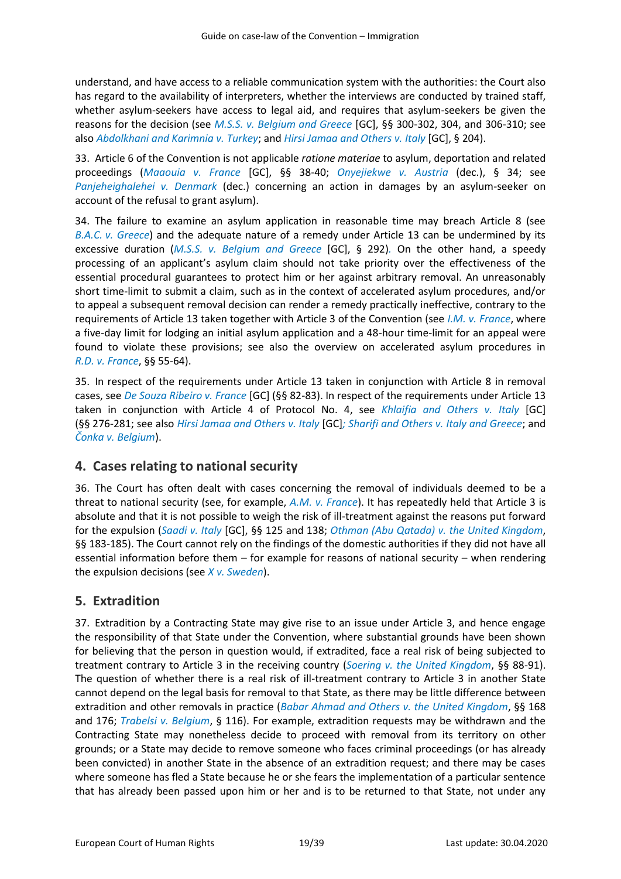understand, and have access to a reliable communication system with the authorities: the Court also has regard to the availability of interpreters, whether the interviews are conducted by trained staff, whether asylum-seekers have access to legal aid, and requires that asylum-seekers be given the reasons for the decision (see *M.S.S. v. Belgium and Greece* [GC], §§ 300-302, 304, and 306-310; see also *Abdolkhani and Karimnia v. Turkey*; and *Hirsi Jamaa and Others v. Italy* [GC], § 204).

33. Article 6 of the Convention is not applicable *ratione materiae* to asylum, deportation and related proceedings (*Maaouia v. France* [GC], §§ 38-40; *Onyejiekwe v. Austria* (dec.), § 34; see *Panjeheighalehei v. Denmark* (dec.) concerning an action in damages by an asylum-seeker on account of the refusal to grant asylum).

34. The failure to examine an asylum application in reasonable time may breach Article 8 (see *B.A.C. v. Greece*) and the adequate nature of a remedy under Article 13 can be undermined by its excessive duration (*M.S.S. v. Belgium and Greece* [GC], § 292). On the other hand, a speedy processing of an applicant's asylum claim should not take priority over the effectiveness of the essential procedural guarantees to protect him or her against arbitrary removal. An unreasonably short time-limit to submit a claim, such as in the context of accelerated asylum procedures, and/or to appeal a subsequent removal decision can render a remedy practically ineffective, contrary to the requirements of Article 13 taken together with Article 3 of the Convention (see *I.M. v. France*, where a five-day limit for lodging an initial asylum application and a 48-hour time-limit for an appeal were found to violate these provisions; see also the overview on accelerated asylum procedures in *R.D. v. France*, §§ 55-64).

35. In respect of the requirements under Article 13 taken in conjunction with Article 8 in removal cases, see *De Souza Ribeiro v. France* [GC] (§§ 82-83). In respect of the requirements under Article 13 taken in conjunction with Article 4 of Protocol No. 4, see *Khlaifia and Others v. Italy* [GC] (§§ 276-281; see also *Hirsi Jamaa and Others v. Italy* [GC]; *Sharifi and Others v. Italy and Greece*; and *Čonka v. Belgium*).

## 4. Cases relating to national security

36. The Court has often dealt with cases concerning the removal of individuals deemed to be a threat to national security (see, for example, *A.M. v. France*). It has repeatedly held that Article 3 is absolute and that it is not possible to weigh the risk of ill-treatment against the reasons put forward for the expulsion (*Saadi v. Italy* [GC], §§ 125 and 138; *Othman (Abu Qatada) v. the United Kingdom*, §§ 183-185). The Court cannot rely on the findings of the domestic authorities if they did not have all essential information before them – for example for reasons of national security – when rendering the expulsion decisions (see *X v. Sweden*).

## 5. Extradition

37. Extradition by a Contracting State may give rise to an issue under Article 3, and hence engage the responsibility of that State under the Convention, where substantial grounds have been shown for believing that the person in question would, if extradited, face a real risk of being subjected to treatment contrary to Article 3 in the receiving country (*Soering v. the United Kingdom*, §§ 88-91). The question of whether there is a real risk of ill-treatment contrary to Article 3 in another State cannot depend on the legal basis for removal to that State, as there may be little difference between extradition and other removals in practice (*Babar Ahmad and Others v. the United Kingdom*, §§ 168 and 176; *Trabelsi v. Belgium*, § 116). For example, extradition requests may be withdrawn and the Contracting State may nonetheless decide to proceed with removal from its territory on other grounds; or a State may decide to remove someone who faces criminal proceedings (or has already been convicted) in another State in the absence of an extradition request; and there may be cases where someone has fled a State because he or she fears the implementation of a particular sentence that has already been passed upon him or her and is to be returned to that State, not under any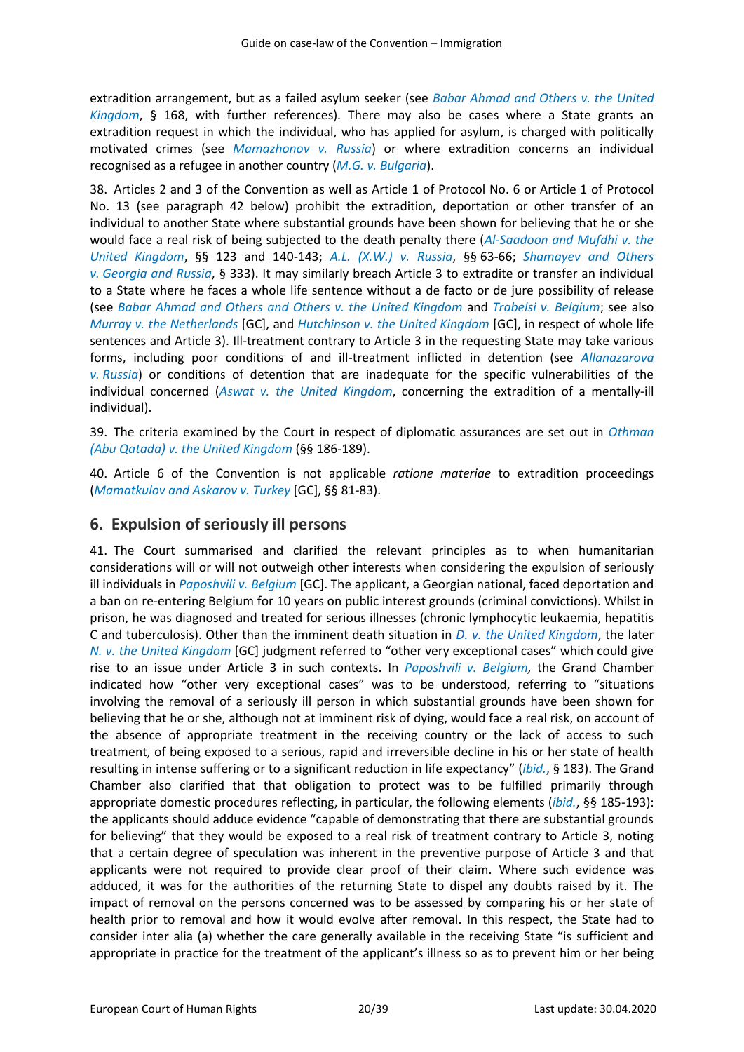extradition arrangement, but as a failed asylum seeker (see *Babar Ahmad and Others v. the United Kingdom*, § 168, with further references). There may also be cases where a State grants an extradition request in which the individual, who has applied for asylum, is charged with politically motivated crimes (see *Mamazhonov v. Russia*) or where extradition concerns an individual recognised as a refugee in another country (*M.G. v. Bulgaria*).

38. Articles 2 and 3 of the Convention as well as Article 1 of Protocol No. 6 or Article 1 of Protocol No. 13 (see paragraph 42 below) prohibit the extradition, deportation or other transfer of an individual to another State where substantial grounds have been shown for believing that he or she would face a real risk of being subjected to the death penalty there (*Al-Saadoon and Mufdhi v. the United Kingdom*, §§ 123 and 140-143; *A.L. (X.W.) v. Russia*, §§ 63-66; *Shamayev and Others v. Georgia and Russia*, § 333). It may similarly breach Article 3 to extradite or transfer an individual to a State where he faces a whole life sentence without a de facto or de jure possibility of release (see *Babar Ahmad and Others and Others v. the United Kingdom* and *Trabelsi v. Belgium*; see also *Murray v. the Netherlands* [GC], and *Hutchinson v. the United Kingdom* [GC], in respect of whole life sentences and Article 3). Ill-treatment contrary to Article 3 in the requesting State may take various forms, including poor conditions of and ill-treatment inflicted in detention (see *Allanazarova v. Russia*) or conditions of detention that are inadequate for the specific vulnerabilities of the individual concerned (*Aswat v. the United Kingdom*, concerning the extradition of a mentally-ill individual).

39. The criteria examined by the Court in respect of diplomatic assurances are set out in *Othman (Abu Qatada) v. the United Kingdom* (§§ 186-189).

40. Article 6 of the Convention is not applicable *ratione materiae* to extradition proceedings (*Mamatkulov and Askarov v. Turkey* [GC], §§ 81-83).

## 6. Expulsion of seriously ill persons

41. The Court summarised and clarified the relevant principles as to when humanitarian considerations will or will not outweigh other interests when considering the expulsion of seriously ill individuals in *Paposhvili v. Belgium* [GC]. The applicant, a Georgian national, faced deportation and a ban on re-entering Belgium for 10 years on public interest grounds (criminal convictions). Whilst in prison, he was diagnosed and treated for serious illnesses (chronic lymphocytic leukaemia, hepatitis C and tuberculosis). Other than the imminent death situation in *D. v. the United Kingdom*, the later *N. v. the United Kingdom* [GC] judgment referred to "other very exceptional cases" which could give rise to an issue under Article 3 in such contexts. In *Paposhvili v. Belgium,* the Grand Chamber indicated how "other very exceptional cases" was to be understood, referring to "situations involving the removal of a seriously ill person in which substantial grounds have been shown for believing that he or she, although not at imminent risk of dying, would face a real risk, on account of the absence of appropriate treatment in the receiving country or the lack of access to such treatment, of being exposed to a serious, rapid and irreversible decline in his or her state of health resulting in intense suffering or to a significant reduction in life expectancy" (*ibid.*, § 183). The Grand Chamber also clarified that that obligation to protect was to be fulfilled primarily through appropriate domestic procedures reflecting, in particular, the following elements (*ibid.*, §§ 185-193): the applicants should adduce evidence "capable of demonstrating that there are substantial grounds for believing" that they would be exposed to a real risk of treatment contrary to Article 3, noting that a certain degree of speculation was inherent in the preventive purpose of Article 3 and that applicants were not required to provide clear proof of their claim. Where such evidence was adduced, it was for the authorities of the returning State to dispel any doubts raised by it. The impact of removal on the persons concerned was to be assessed by comparing his or her state of health prior to removal and how it would evolve after removal. In this respect, the State had to consider inter alia (a) whether the care generally available in the receiving State "is sufficient and appropriate in practice for the treatment of the applicant's illness so as to prevent him or her being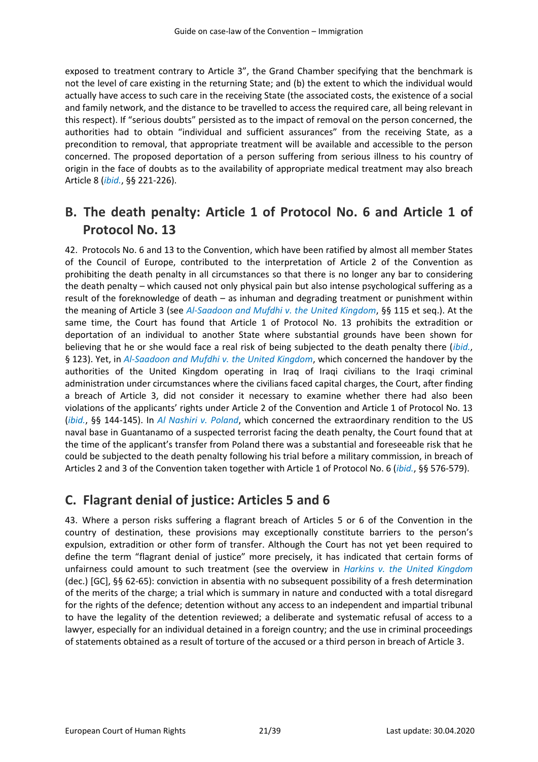exposed to treatment contrary to Article 3", the Grand Chamber specifying that the benchmark is not the level of care existing in the returning State; and (b) the extent to which the individual would actually have access to such care in the receiving State (the associated costs, the existence of a social and family network, and the distance to be travelled to access the required care, all being relevant in this respect). If "serious doubts" persisted as to the impact of removal on the person concerned, the authorities had to obtain "individual and sufficient assurances" from the receiving State, as a precondition to removal, that appropriate treatment will be available and accessible to the person concerned. The proposed deportation of a person suffering from serious illness to his country of origin in the face of doubts as to the availability of appropriate medical treatment may also breach Article 8 (*ibid.*, §§ 221-226).

## B. The death penalty: Article 1 of Protocol No. 6 and Article 1 of Protocol No. 13

42. Protocols No. 6 and 13 to the Convention, which have been ratified by almost all member States of the Council of Europe, contributed to the interpretation of Article 2 of the Convention as prohibiting the death penalty in all circumstances so that there is no longer any bar to considering the death penalty – which caused not only physical pain but also intense psychological suffering as a result of the foreknowledge of death – as inhuman and degrading treatment or punishment within the meaning of Article 3 (see *Al-Saadoon and Mufdhi v. the United Kingdom*, §§ 115 et seq.). At the same time, the Court has found that Article 1 of Protocol No. 13 prohibits the extradition or deportation of an individual to another State where substantial grounds have been shown for believing that he or she would face a real risk of being subjected to the death penalty there (*ibid.*, § 123). Yet, in *Al-Saadoon and Mufdhi v. the United Kingdom*, which concerned the handover by the authorities of the United Kingdom operating in Iraq of Iraqi civilians to the Iraqi criminal administration under circumstances where the civilians faced capital charges, the Court, after finding a breach of Article 3, did not consider it necessary to examine whether there had also been violations of the applicants' rights under Article 2 of the Convention and Article 1 of Protocol No. 13 (*ibid.*, §§ 144-145). In *Al Nashiri v. Poland*, which concerned the extraordinary rendition to the US naval base in Guantanamo of a suspected terrorist facing the death penalty, the Court found that at the time of the applicant's transfer from Poland there was a substantial and foreseeable risk that he could be subjected to the death penalty following his trial before a military commission, in breach of Articles 2 and 3 of the Convention taken together with Article 1 of Protocol No. 6 (*ibid.*, §§ 576-579).

## C. Flagrant denial of justice: Articles 5 and 6

43. Where a person risks suffering a flagrant breach of Articles 5 or 6 of the Convention in the country of destination, these provisions may exceptionally constitute barriers to the person's expulsion, extradition or other form of transfer. Although the Court has not yet been required to define the term "flagrant denial of justice" more precisely, it has indicated that certain forms of unfairness could amount to such treatment (see the overview in *Harkins v. the United Kingdom* (dec.) [GC], §§ 62-65): conviction in absentia with no subsequent possibility of a fresh determination of the merits of the charge; a trial which is summary in nature and conducted with a total disregard for the rights of the defence; detention without any access to an independent and impartial tribunal to have the legality of the detention reviewed; a deliberate and systematic refusal of access to a lawyer, especially for an individual detained in a foreign country; and the use in criminal proceedings of statements obtained as a result of torture of the accused or a third person in breach of Article 3.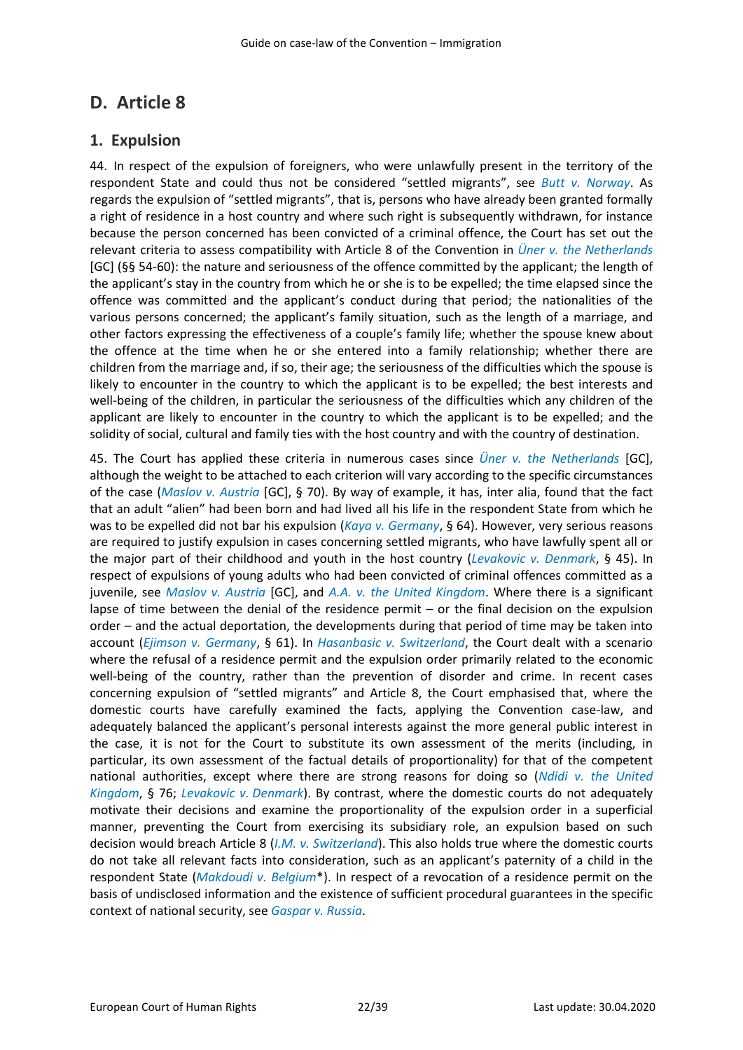## D. Article 8

### 1. Expulsion

44. In respect of the expulsion of foreigners, who were unlawfully present in the territory of the respondent State and could thus not be considered "settled migrants", see *Butt v. Norway*. As regards the expulsion of "settled migrants", that is, persons who have already been granted formally a right of residence in a host country and where such right is subsequently withdrawn, for instance because the person concerned has been convicted of a criminal offence, the Court has set out the relevant criteria to assess compatibility with Article 8 of the Convention in *Üner v. the Netherlands* [GC] (§§ 54-60): the nature and seriousness of the offence committed by the applicant; the length of the applicant's stay in the country from which he or she is to be expelled; the time elapsed since the offence was committed and the applicant's conduct during that period; the nationalities of the various persons concerned; the applicant's family situation, such as the length of a marriage, and other factors expressing the effectiveness of a couple's family life; whether the spouse knew about the offence at the time when he or she entered into a family relationship; whether there are children from the marriage and, if so, their age; the seriousness of the difficulties which the spouse is likely to encounter in the country to which the applicant is to be expelled; the best interests and well-being of the children, in particular the seriousness of the difficulties which any children of the applicant are likely to encounter in the country to which the applicant is to be expelled; and the solidity of social, cultural and family ties with the host country and with the country of destination.

45. The Court has applied these criteria in numerous cases since *Üner v. the Netherlands* [GC], although the weight to be attached to each criterion will vary according to the specific circumstances of the case (*Maslov v. Austria* [GC], § 70). By way of example, it has, inter alia, found that the fact that an adult "alien" had been born and had lived all his life in the respondent State from which he was to be expelled did not bar his expulsion (*Kaya v. Germany*, § 64). However, very serious reasons are required to justify expulsion in cases concerning settled migrants, who have lawfully spent all or the major part of their childhood and youth in the host country (*Levakovic v. Denmark*, § 45). In respect of expulsions of young adults who had been convicted of criminal offences committed as a juvenile, see *Maslov v. Austria* [GC], and *A.A. v. the United Kingdom*. Where there is a significant lapse of time between the denial of the residence permit – or the final decision on the expulsion order – and the actual deportation, the developments during that period of time may be taken into account (*Ejimson v. Germany*, § 61). In *Hasanbasic v. Switzerland*, the Court dealt with a scenario where the refusal of a residence permit and the expulsion order primarily related to the economic well-being of the country, rather than the prevention of disorder and crime. In recent cases concerning expulsion of "settled migrants" and Article 8, the Court emphasised that, where the domestic courts have carefully examined the facts, applying the Convention case-law, and adequately balanced the applicant's personal interests against the more general public interest in the case, it is not for the Court to substitute its own assessment of the merits (including, in particular, its own assessment of the factual details of proportionality) for that of the competent national authorities, except where there are strong reasons for doing so (*Ndidi v. the United Kingdom*, § 76; *Levakovic v. Denmark*). By contrast, where the domestic courts do not adequately motivate their decisions and examine the proportionality of the expulsion order in a superficial manner, preventing the Court from exercising its subsidiary role, an expulsion based on such decision would breach Article 8 (*I.M. v. Switzerland*). This also holds true where the domestic courts do not take all relevant facts into consideration, such as an applicant's paternity of a child in the respondent State (*Makdoudi v. Belgium*\*). In respect of a revocation of a residence permit on the basis of undisclosed information and the existence of sufficient procedural guarantees in the specific context of national security, see *Gaspar v. Russia*.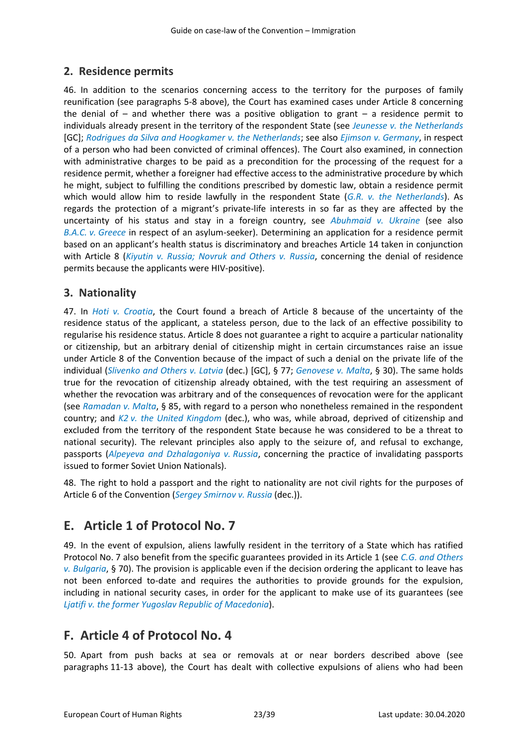## 2. Residence permits

46. In addition to the scenarios concerning access to the territory for the purposes of family reunification (see paragraphs 5-8 above), the Court has examined cases under Article 8 concerning the denial of – and whether there was a positive obligation to grant – a residence permit to individuals already present in the territory of the respondent State (see *Jeunesse v. the Netherlands* [GC]; *Rodrigues da Silva and Hoogkamer v. the Netherlands*; see also *Ejimson v. Germany*, in respect of a person who had been convicted of criminal offences). The Court also examined, in connection with administrative charges to be paid as a precondition for the processing of the request for a residence permit, whether a foreigner had effective access to the administrative procedure by which he might, subject to fulfilling the conditions prescribed by domestic law, obtain a residence permit which would allow him to reside lawfully in the respondent State (*G.R. v. the Netherlands*). As regards the protection of a migrant's private-life interests in so far as they are affected by the uncertainty of his status and stay in a foreign country, see *Abuhmaid v. Ukraine* (see also *B.A.C. v. Greece* in respect of an asylum-seeker). Determining an application for a residence permit based on an applicant's health status is discriminatory and breaches Article 14 taken in conjunction with Article 8 (*Kiyutin v. Russia; Novruk and Others v. Russia*, concerning the denial of residence permits because the applicants were HIV-positive).

## 3. Nationality

47. In *Hoti v. Croatia*, the Court found a breach of Article 8 because of the uncertainty of the residence status of the applicant, a stateless person, due to the lack of an effective possibility to regularise his residence status. Article 8 does not guarantee a right to acquire a particular nationality or citizenship, but an arbitrary denial of citizenship might in certain circumstances raise an issue under Article 8 of the Convention because of the impact of such a denial on the private life of the individual (*Slivenko and Others v. Latvia* (dec.) [GC], § 77; *Genovese v. Malta*, § 30). The same holds true for the revocation of citizenship already obtained, with the test requiring an assessment of whether the revocation was arbitrary and of the consequences of revocation were for the applicant (see *Ramadan v. Malta*, § 85, with regard to a person who nonetheless remained in the respondent country; and *K2 v. the United Kingdom* (dec.), who was, while abroad, deprived of citizenship and excluded from the territory of the respondent State because he was considered to be a threat to national security). The relevant principles also apply to the seizure of, and refusal to exchange, passports (*Alpeyeva and Dzhalagoniya v. Russia*, concerning the practice of invalidating passports issued to former Soviet Union Nationals).

48. The right to hold a passport and the right to nationality are not civil rights for the purposes of Article 6 of the Convention (*Sergey Smirnov v. Russia* (dec.)).

# E. Article 1 of Protocol No. 7

49. In the event of expulsion, aliens lawfully resident in the territory of a State which has ratified Protocol No. 7 also benefit from the specific guarantees provided in its Article 1 (see *C.G. and Others v. Bulgaria*, § 70). The provision is applicable even if the decision ordering the applicant to leave has not been enforced to-date and requires the authorities to provide grounds for the expulsion, including in national security cases, in order for the applicant to make use of its guarantees (see *Ljatifi v. the former Yugoslav Republic of Macedonia*).

# F. Article 4 of Protocol No. 4

50. Apart from push backs at sea or removals at or near borders described above (see paragraphs 11-13 above), the Court has dealt with collective expulsions of aliens who had been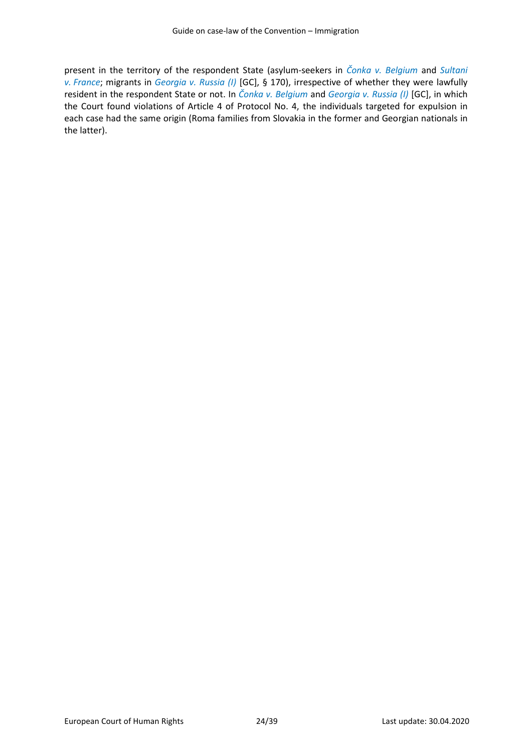present in the territory of the respondent State (asylum-seekers in *Čonka v. Belgium* and *Sultani v. France*; migrants in *Georgia v. Russia (I)* [GC], § 170), irrespective of whether they were lawfully resident in the respondent State or not. In *Čonka v. Belgium* and *Georgia v. Russia (I)* [GC], in which the Court found violations of Article 4 of Protocol No. 4, the individuals targeted for expulsion in each case had the same origin (Roma families from Slovakia in the former and Georgian nationals in the latter).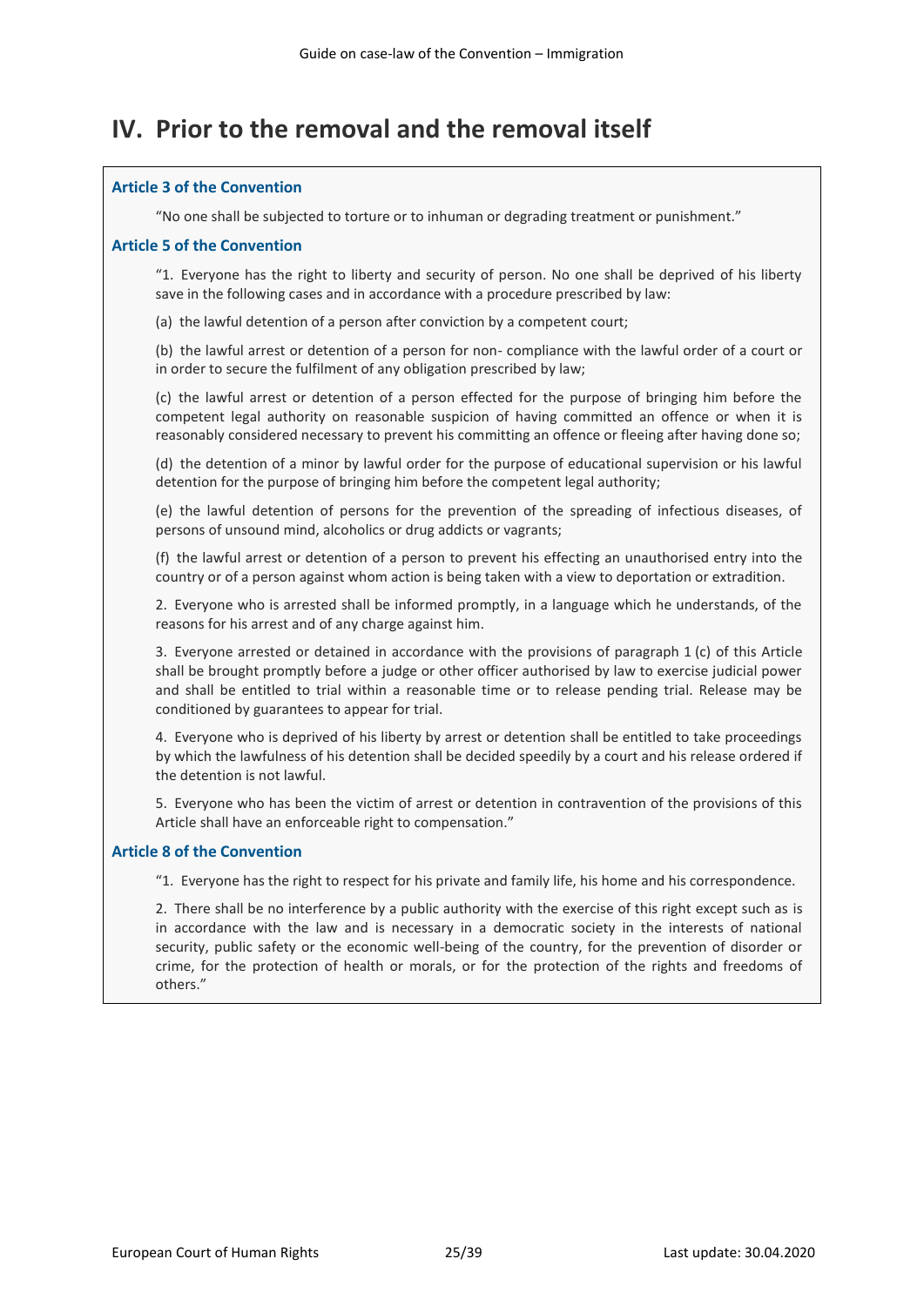# IV. Prior to the removal and the removal itself

**Article 3 of the Convention**

"No one shall be subjected to torture or to inhuman or degrading treatment or punishment."

**Article 5 of the Convention**

"1. Everyone has the right to liberty and security of person. No one shall be deprived of his liberty save in the following cases and in accordance with a procedure prescribed by law:

(a) the lawful detention of a person after conviction by a competent court;

(b) the lawful arrest or detention of a person for non- compliance with the lawful order of a court or in order to secure the fulfilment of any obligation prescribed by law;

(c) the lawful arrest or detention of a person effected for the purpose of bringing him before the competent legal authority on reasonable suspicion of having committed an offence or when it is reasonably considered necessary to prevent his committing an offence or fleeing after having done so;

(d) the detention of a minor by lawful order for the purpose of educational supervision or his lawful detention for the purpose of bringing him before the competent legal authority;

(e) the lawful detention of persons for the prevention of the spreading of infectious diseases, of persons of unsound mind, alcoholics or drug addicts or vagrants;

(f) the lawful arrest or detention of a person to prevent his effecting an unauthorised entry into the country or of a person against whom action is being taken with a view to deportation or extradition.

2. Everyone who is arrested shall be informed promptly, in a language which he understands, of the reasons for his arrest and of any charge against him.

3. Everyone arrested or detained in accordance with the provisions of paragraph 1 (c) of this Article shall be brought promptly before a judge or other officer authorised by law to exercise judicial power and shall be entitled to trial within a reasonable time or to release pending trial. Release may be conditioned by guarantees to appear for trial.

4. Everyone who is deprived of his liberty by arrest or detention shall be entitled to take proceedings by which the lawfulness of his detention shall be decided speedily by a court and his release ordered if the detention is not lawful.

5. Everyone who has been the victim of arrest or detention in contravention of the provisions of this Article shall have an enforceable right to compensation."

**Article 8 of the Convention**

"1. Everyone has the right to respect for his private and family life, his home and his correspondence.

2. There shall be no interference by a public authority with the exercise of this right except such as is in accordance with the law and is necessary in a democratic society in the interests of national security, public safety or the economic well-being of the country, for the prevention of disorder or crime, for the protection of health or morals, or for the protection of the rights and freedoms of others."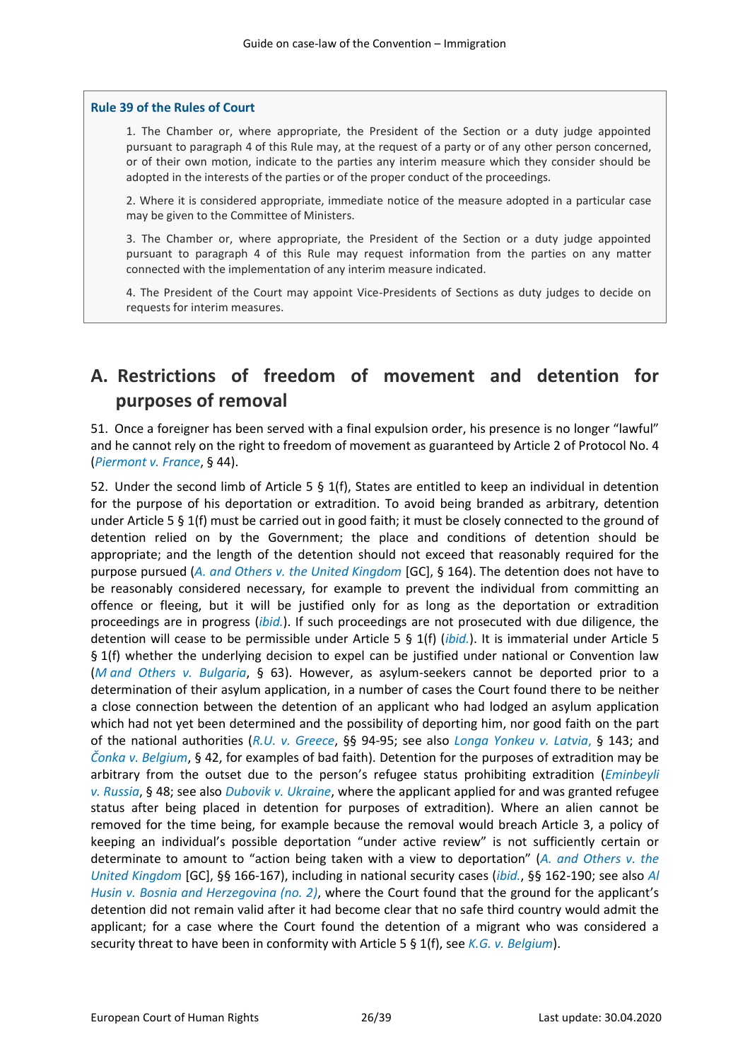**Rule 39 of the Rules of Court**

1. The Chamber or, where appropriate, the President of the Section or a duty judge appointed pursuant to paragraph 4 of this Rule may, at the request of a party or of any other person concerned, or of their own motion, indicate to the parties any interim measure which they consider should be adopted in the interests of the parties or of the proper conduct of the proceedings.

2. Where it is considered appropriate, immediate notice of the measure adopted in a particular case may be given to the Committee of Ministers.

3. The Chamber or, where appropriate, the President of the Section or a duty judge appointed pursuant to paragraph 4 of this Rule may request information from the parties on any matter connected with the implementation of any interim measure indicated.

4. The President of the Court may appoint Vice-Presidents of Sections as duty judges to decide on requests for interim measures.

## A. Restrictions of freedom of movement and detention for purposes of removal

51. Once a foreigner has been served with a final expulsion order, his presence is no longer "lawful" and he cannot rely on the right to freedom of movement as guaranteed by Article 2 of Protocol No. 4 (*Piermont v. France*, § 44).

52. Under the second limb of Article 5 § 1(f), States are entitled to keep an individual in detention for the purpose of his deportation or extradition. To avoid being branded as arbitrary, detention under Article 5 § 1(f) must be carried out in good faith; it must be closely connected to the ground of detention relied on by the Government; the place and conditions of detention should be appropriate; and the length of the detention should not exceed that reasonably required for the purpose pursued (*A. and Others v. the United Kingdom* [GC], § 164). The detention does not have to be reasonably considered necessary, for example to prevent the individual from committing an offence or fleeing, but it will be justified only for as long as the deportation or extradition proceedings are in progress (*ibid.*). If such proceedings are not prosecuted with due diligence, the detention will cease to be permissible under Article 5 § 1(f) (*ibid.*). It is immaterial under Article 5 § 1(f) whether the underlying decision to expel can be justified under national or Convention law (*M and Others v. Bulgaria*, § 63). However, as asylum-seekers cannot be deported prior to a determination of their asylum application, in a number of cases the Court found there to be neither a close connection between the detention of an applicant who had lodged an asylum application which had not yet been determined and the possibility of deporting him, nor good faith on the part of the national authorities (*R.U. v. Greece*, §§ 94-95; see also *Longa Yonkeu v. Latvia*, § 143; and *Čonka v. Belgium*, § 42, for examples of bad faith). Detention for the purposes of extradition may be arbitrary from the outset due to the person's refugee status prohibiting extradition (*Eminbeyli v. Russia*, § 48; see also *Dubovik v. Ukraine*, where the applicant applied for and was granted refugee status after being placed in detention for purposes of extradition). Where an alien cannot be removed for the time being, for example because the removal would breach Article 3, a policy of keeping an individual's possible deportation "under active review" is not sufficiently certain or determinate to amount to "action being taken with a view to deportation" (*A. and Others v. the United Kingdom* [GC], §§ 166-167), including in national security cases (*ibid.*, §§ 162-190; see also *Al Husin v. Bosnia and Herzegovina (no. 2)*, where the Court found that the ground for the applicant's detention did not remain valid after it had become clear that no safe third country would admit the applicant; for a case where the Court found the detention of a migrant who was considered a security threat to have been in conformity with Article 5 § 1(f), see *K.G. v. Belgium*).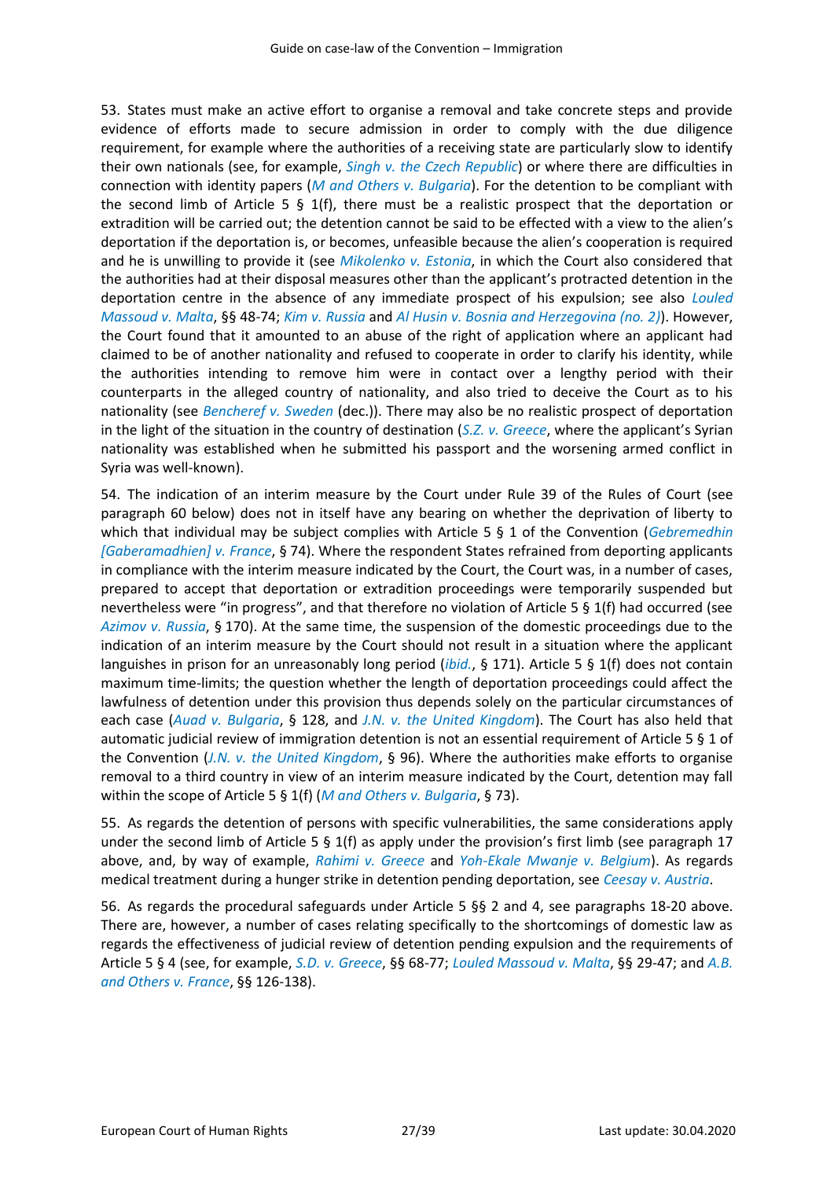53. States must make an active effort to organise a removal and take concrete steps and provide evidence of efforts made to secure admission in order to comply with the due diligence requirement, for example where the authorities of a receiving state are particularly slow to identify their own nationals (see, for example, *Singh v. the Czech Republic*) or where there are difficulties in connection with identity papers (*M and Others v. Bulgaria*). For the detention to be compliant with the second limb of Article 5 § 1(f), there must be a realistic prospect that the deportation or extradition will be carried out; the detention cannot be said to be effected with a view to the alien's deportation if the deportation is, or becomes, unfeasible because the alien's cooperation is required and he is unwilling to provide it (see *Mikolenko v. Estonia*, in which the Court also considered that the authorities had at their disposal measures other than the applicant's protracted detention in the deportation centre in the absence of any immediate prospect of his expulsion; see also *Louled Massoud v. Malta*, §§ 48-74; *Kim v. Russia* and *Al Husin v. Bosnia and Herzegovina (no. 2)*). However, the Court found that it amounted to an abuse of the right of application where an applicant had claimed to be of another nationality and refused to cooperate in order to clarify his identity, while the authorities intending to remove him were in contact over a lengthy period with their counterparts in the alleged country of nationality, and also tried to deceive the Court as to his nationality (see *Bencheref v. Sweden* (dec.)). There may also be no realistic prospect of deportation in the light of the situation in the country of destination (*S.Z. v. Greece*, where the applicant's Syrian nationality was established when he submitted his passport and the worsening armed conflict in Syria was well-known).

54. The indication of an interim measure by the Court under Rule 39 of the Rules of Court (see paragraph 60 below) does not in itself have any bearing on whether the deprivation of liberty to which that individual may be subject complies with Article 5 § 1 of the Convention (*Gebremedhin [Gaberamadhien] v. France*, § 74). Where the respondent States refrained from deporting applicants in compliance with the interim measure indicated by the Court, the Court was, in a number of cases, prepared to accept that deportation or extradition proceedings were temporarily suspended but nevertheless were "in progress", and that therefore no violation of Article 5 § 1(f) had occurred (see *Azimov v. Russia*, § 170). At the same time, the suspension of the domestic proceedings due to the indication of an interim measure by the Court should not result in a situation where the applicant languishes in prison for an unreasonably long period (*ibid.*, § 171). Article 5 § 1(f) does not contain maximum time-limits; the question whether the length of deportation proceedings could affect the lawfulness of detention under this provision thus depends solely on the particular circumstances of each case (*Auad v. Bulgaria*, § 128, and *J.N. v. the United Kingdom*). The Court has also held that automatic judicial review of immigration detention is not an essential requirement of Article 5 § 1 of the Convention (*J.N. v. the United Kingdom*, § 96). Where the authorities make efforts to organise removal to a third country in view of an interim measure indicated by the Court, detention may fall within the scope of Article 5 § 1(f) (*M and Others v. Bulgaria*, § 73).

55. As regards the detention of persons with specific vulnerabilities, the same considerations apply under the second limb of Article 5 § 1(f) as apply under the provision's first limb (see paragraph 17 above, and, by way of example, *Rahimi v. Greece* and *Yoh-Ekale Mwanje v. Belgium*). As regards medical treatment during a hunger strike in detention pending deportation, see *Ceesay v. Austria*.

56. As regards the procedural safeguards under Article 5 §§ 2 and 4, see paragraphs 18-20 above. There are, however, a number of cases relating specifically to the shortcomings of domestic law as regards the effectiveness of judicial review of detention pending expulsion and the requirements of Article 5 § 4 (see, for example, *S.D. v. Greece*, §§ 68-77; *Louled Massoud v. Malta*, §§ 29-47; and *A.B. and Others v. France*, §§ 126-138).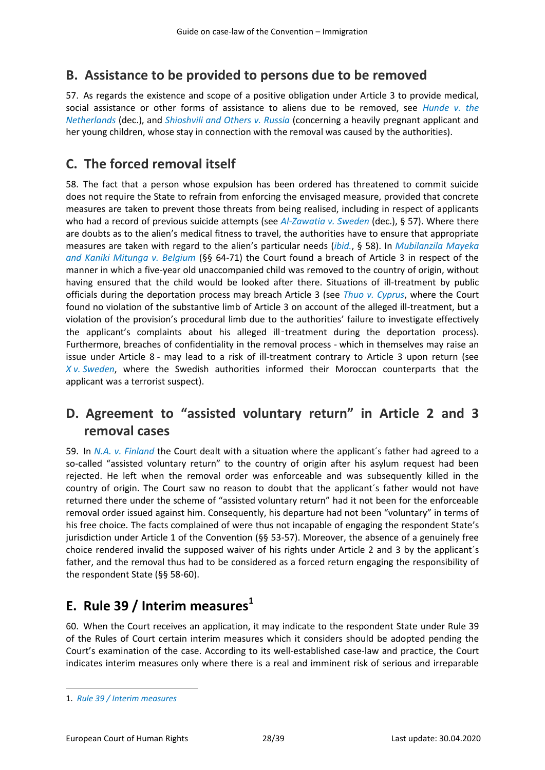## B. Assistance to be provided to persons due to be removed

57. As regards the existence and scope of a positive obligation under Article 3 to provide medical, social assistance or other forms of assistance to aliens due to be removed, see *Hunde v. the Netherlands* (dec.), and *Shioshvili and Others v. Russia* (concerning a heavily pregnant applicant and her young children, whose stay in connection with the removal was caused by the authorities).

## C. The forced removal itself

58. The fact that a person whose expulsion has been ordered has threatened to commit suicide does not require the State to refrain from enforcing the envisaged measure, provided that concrete measures are taken to prevent those threats from being realised, including in respect of applicants who had a record of previous suicide attempts (see *Al-Zawatia v. Sweden* (dec.), § 57). Where there are doubts as to the alien's medical fitness to travel, the authorities have to ensure that appropriate measures are taken with regard to the alien's particular needs (*ibid.*, § 58). In *Mubilanzila Mayeka and Kaniki Mitunga v. Belgium* (§§ 64-71) the Court found a breach of Article 3 in respect of the manner in which a five-year old unaccompanied child was removed to the country of origin, without having ensured that the child would be looked after there. Situations of ill-treatment by public officials during the deportation process may breach Article 3 (see *Thuo v. Cyprus*, where the Court found no violation of the substantive limb of Article 3 on account of the alleged ill-treatment, but a violation of the provision's procedural limb due to the authorities' failure to investigate effectively the applicant's complaints about his alleged ill‑treatment during the deportation process). Furthermore, breaches of confidentiality in the removal process - which in themselves may raise an issue under Article 8 - may lead to a risk of ill-treatment contrary to Article 3 upon return (see *X v. Sweden*, where the Swedish authorities informed their Moroccan counterparts that the applicant was a terrorist suspect).

## D. Agreement to "assisted voluntary return" in Article 2 and 3 removal cases

59. In *N.A. v. Finland* the Court dealt with a situation where the applicant´s father had agreed to a so-called "assisted voluntary return" to the country of origin after his asylum request had been rejected. He left when the removal order was enforceable and was subsequently killed in the country of origin. The Court saw no reason to doubt that the applicant´s father would not have returned there under the scheme of "assisted voluntary return" had it not been for the enforceable removal order issued against him. Consequently, his departure had not been "voluntary" in terms of his free choice. The facts complained of were thus not incapable of engaging the respondent State's jurisdiction under Article 1 of the Convention (§§ 53-57). Moreover, the absence of a genuinely free choice rendered invalid the supposed waiver of his rights under Article 2 and 3 by the applicant´s father, and the removal thus had to be considered as a forced return engaging the responsibility of the respondent State (§§ 58-60).

## E. Rule 39 / Interim measures[1]

60. When the Court receives an application, it may indicate to the respondent State under Rule 39 of the Rules of Court certain interim measures which it considers should be adopted pending the Court's examination of the case. According to its well-established case-law and practice, the Court indicates interim measures only where there is a real and imminent risk of serious and irreparable

---

1. *Rule 39 / Interim measures*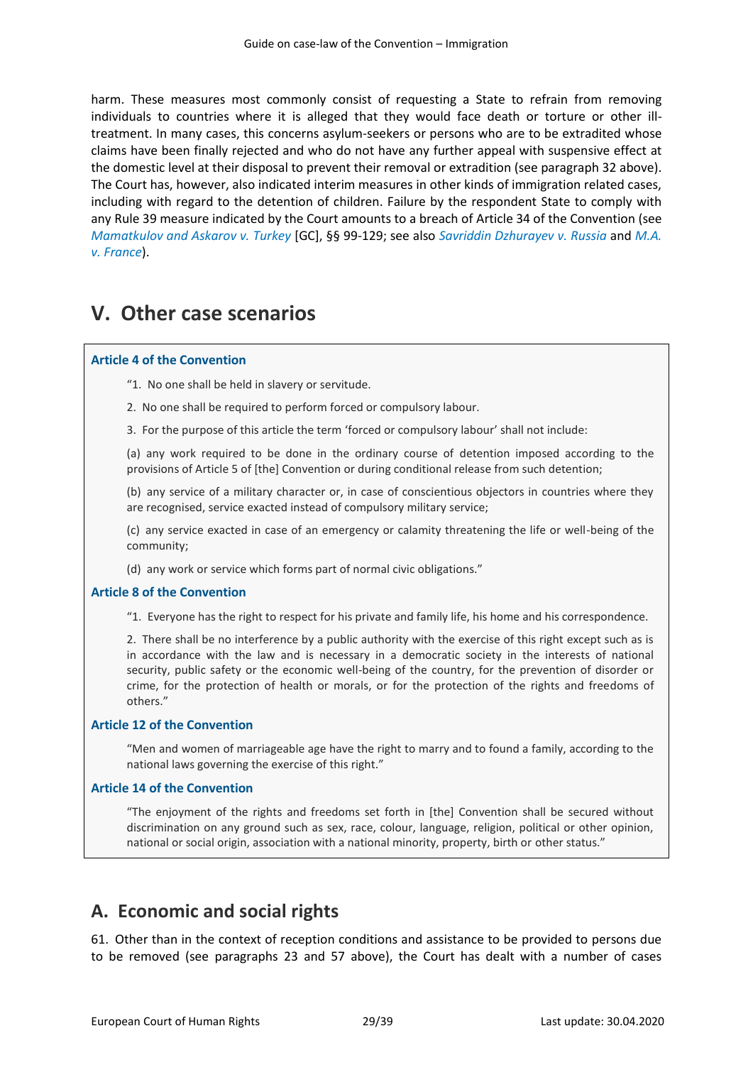harm. These measures most commonly consist of requesting a State to refrain from removing individuals to countries where it is alleged that they would face death or torture or other ill-treatment. In many cases, this concerns asylum-seekers or persons who are to be extradited whose claims have been finally rejected and who do not have any further appeal with suspensive effect at the domestic level at their disposal to prevent their removal or extradition (see paragraph 32 above). The Court has, however, also indicated interim measures in other kinds of immigration related cases, including with regard to the detention of children. Failure by the respondent State to comply with any Rule 39 measure indicated by the Court amounts to a breach of Article 34 of the Convention (see *Mamatkulov and Askarov v. Turkey* [GC], §§ 99-129; see also *Savriddin Dzhurayev v. Russia* and *M.A. v. France*).

# V. Other case scenarios

**Article 4 of the Convention**

> "1. No one shall be held in slavery or servitude.
>
> 2. No one shall be required to perform forced or compulsory labour.
>
> 3. For the purpose of this article the term 'forced or compulsory labour' shall not include:
>
> (a) any work required to be done in the ordinary course of detention imposed according to the provisions of Article 5 of [the] Convention or during conditional release from such detention;
>
> (b) any service of a military character or, in case of conscientious objectors in countries where they are recognised, service exacted instead of compulsory military service;
>
> (c) any service exacted in case of an emergency or calamity threatening the life or well-being of the community;
>
> (d) any work or service which forms part of normal civic obligations."

**Article 8 of the Convention**

> "1. Everyone has the right to respect for his private and family life, his home and his correspondence.
>
> 2. There shall be no interference by a public authority with the exercise of this right except such as is in accordance with the law and is necessary in a democratic society in the interests of national security, public safety or the economic well-being of the country, for the prevention of disorder or crime, for the protection of health or morals, or for the protection of the rights and freedoms of others."

**Article 12 of the Convention**

> "Men and women of marriageable age have the right to marry and to found a family, according to the national laws governing the exercise of this right."

**Article 14 of the Convention**

> "The enjoyment of the rights and freedoms set forth in [the] Convention shall be secured without discrimination on any ground such as sex, race, colour, language, religion, political or other opinion, national or social origin, association with a national minority, property, birth or other status."

## A. Economic and social rights

61. Other than in the context of reception conditions and assistance to be provided to persons due to be removed (see paragraphs 23 and 57 above), the Court has dealt with a number of cases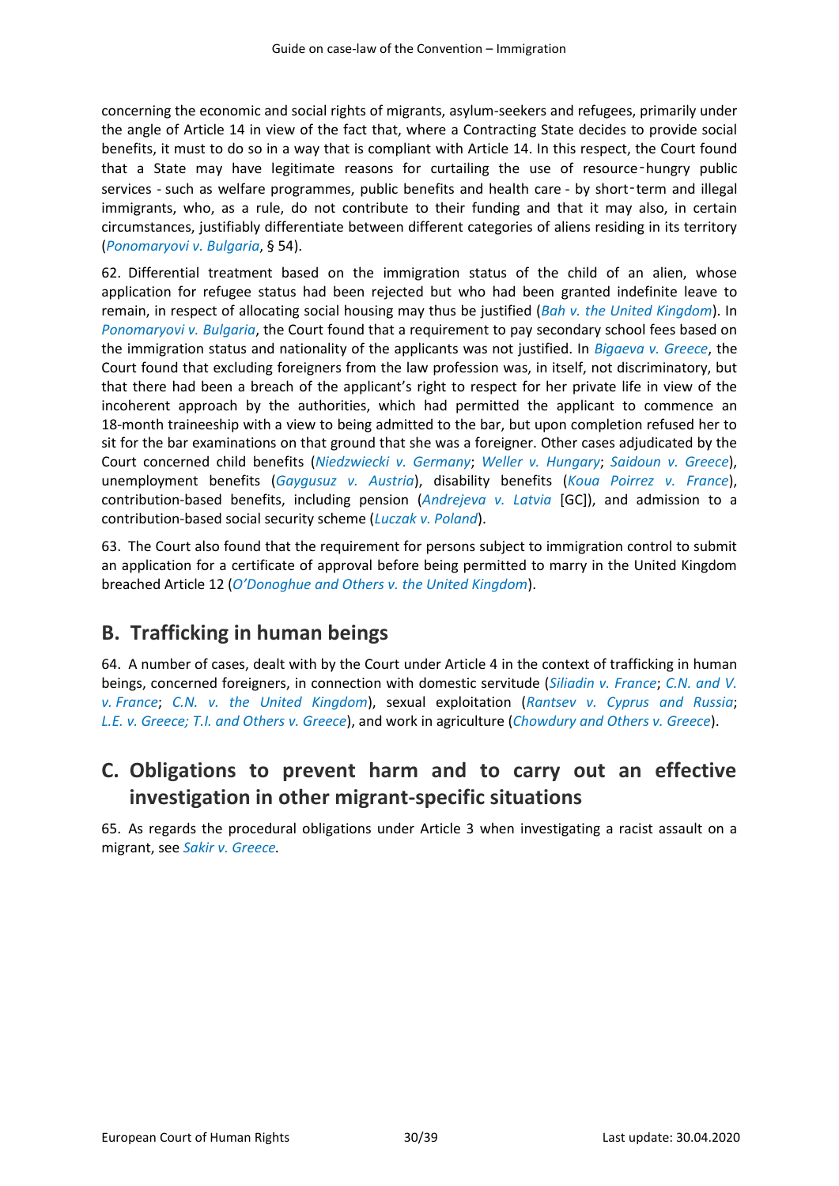concerning the economic and social rights of migrants, asylum-seekers and refugees, primarily under the angle of Article 14 in view of the fact that, where a Contracting State decides to provide social benefits, it must to do so in a way that is compliant with Article 14. In this respect, the Court found that a State may have legitimate reasons for curtailing the use of resource‑hungry public services - such as welfare programmes, public benefits and health care - by short‑term and illegal immigrants, who, as a rule, do not contribute to their funding and that it may also, in certain circumstances, justifiably differentiate between different categories of aliens residing in its territory (*Ponomaryovi v. Bulgaria*, § 54).

62. Differential treatment based on the immigration status of the child of an alien, whose application for refugee status had been rejected but who had been granted indefinite leave to remain, in respect of allocating social housing may thus be justified (*Bah v. the United Kingdom*). In *Ponomaryovi v. Bulgaria*, the Court found that a requirement to pay secondary school fees based on the immigration status and nationality of the applicants was not justified. In *Bigaeva v. Greece*, the Court found that excluding foreigners from the law profession was, in itself, not discriminatory, but that there had been a breach of the applicant's right to respect for her private life in view of the incoherent approach by the authorities, which had permitted the applicant to commence an 18-month traineeship with a view to being admitted to the bar, but upon completion refused her to sit for the bar examinations on that ground that she was a foreigner. Other cases adjudicated by the Court concerned child benefits (*Niedzwiecki v. Germany*; *Weller v. Hungary*; *Saidoun v. Greece*), unemployment benefits (*Gaygusuz v. Austria*), disability benefits (*Koua Poirrez v. France*), contribution-based benefits, including pension (*Andrejeva v. Latvia* [GC]), and admission to a contribution-based social security scheme (*Luczak v. Poland*).

63. The Court also found that the requirement for persons subject to immigration control to submit an application for a certificate of approval before being permitted to marry in the United Kingdom breached Article 12 (*O'Donoghue and Others v. the United Kingdom*).

## B. Trafficking in human beings

64. A number of cases, dealt with by the Court under Article 4 in the context of trafficking in human beings, concerned foreigners, in connection with domestic servitude (*Siliadin v. France*; *C.N. and V. v. France*; *C.N. v. the United Kingdom*), sexual exploitation (*Rantsev v. Cyprus and Russia*; *L.E. v. Greece; T.I. and Others v. Greece*), and work in agriculture (*Chowdury and Others v. Greece*).

## C. Obligations to prevent harm and to carry out an effective investigation in other migrant-specific situations

65. As regards the procedural obligations under Article 3 when investigating a racist assault on a migrant, see *Sakir v. Greece*.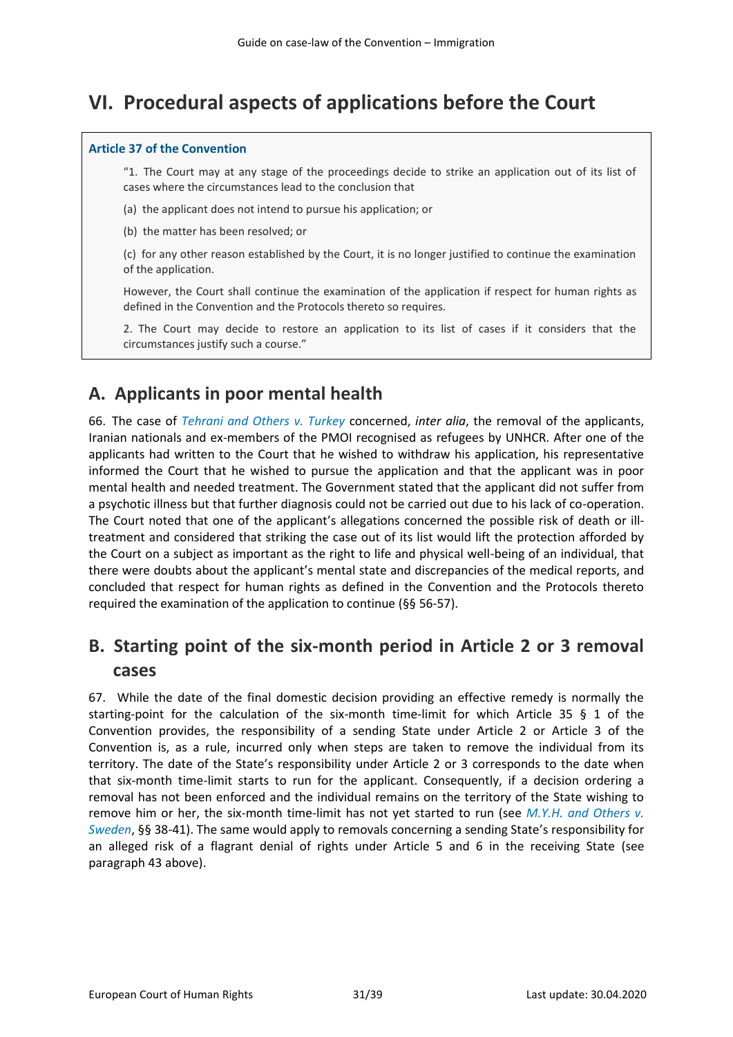# VI. Procedural aspects of applications before the Court

**Article 37 of the Convention**

> "1. The Court may at any stage of the proceedings decide to strike an application out of its list of cases where the circumstances lead to the conclusion that
>
> (a) the applicant does not intend to pursue his application; or
>
> (b) the matter has been resolved; or
>
> (c) for any other reason established by the Court, it is no longer justified to continue the examination of the application.
>
> However, the Court shall continue the examination of the application if respect for human rights as defined in the Convention and the Protocols thereto so requires.
>
> 2. The Court may decide to restore an application to its list of cases if it considers that the circumstances justify such a course."

## A. Applicants in poor mental health

66. The case of *Tehrani and Others v. Turkey* concerned, *inter alia*, the removal of the applicants, Iranian nationals and ex-members of the PMOI recognised as refugees by UNHCR. After one of the applicants had written to the Court that he wished to withdraw his application, his representative informed the Court that he wished to pursue the application and that the applicant was in poor mental health and needed treatment. The Government stated that the applicant did not suffer from a psychotic illness but that further diagnosis could not be carried out due to his lack of co-operation. The Court noted that one of the applicant's allegations concerned the possible risk of death or ill-treatment and considered that striking the case out of its list would lift the protection afforded by the Court on a subject as important as the right to life and physical well-being of an individual, that there were doubts about the applicant's mental state and discrepancies of the medical reports, and concluded that respect for human rights as defined in the Convention and the Protocols thereto required the examination of the application to continue (§§ 56-57).

## B. Starting point of the six-month period in Article 2 or 3 removal cases

67. While the date of the final domestic decision providing an effective remedy is normally the starting-point for the calculation of the six-month time-limit for which Article 35 § 1 of the Convention provides, the responsibility of a sending State under Article 2 or Article 3 of the Convention is, as a rule, incurred only when steps are taken to remove the individual from its territory. The date of the State's responsibility under Article 2 or 3 corresponds to the date when that six-month time-limit starts to run for the applicant. Consequently, if a decision ordering a removal has not been enforced and the individual remains on the territory of the State wishing to remove him or her, the six-month time-limit has not yet started to run (see *M.Y.H. and Others v. Sweden*, §§ 38-41). The same would apply to removals concerning a sending State's responsibility for an alleged risk of a flagrant denial of rights under Article 5 and 6 in the receiving State (see paragraph 43 above).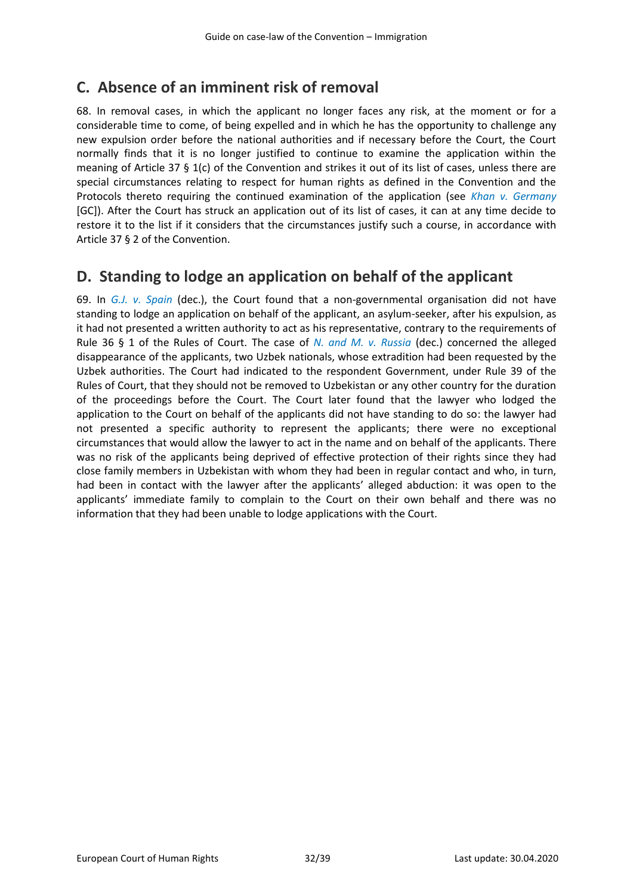## C. Absence of an imminent risk of removal

68. In removal cases, in which the applicant no longer faces any risk, at the moment or for a considerable time to come, of being expelled and in which he has the opportunity to challenge any new expulsion order before the national authorities and if necessary before the Court, the Court normally finds that it is no longer justified to continue to examine the application within the meaning of Article 37 § 1(c) of the Convention and strikes it out of its list of cases, unless there are special circumstances relating to respect for human rights as defined in the Convention and the Protocols thereto requiring the continued examination of the application (see *Khan v. Germany* [GC]). After the Court has struck an application out of its list of cases, it can at any time decide to restore it to the list if it considers that the circumstances justify such a course, in accordance with Article 37 § 2 of the Convention.

## D. Standing to lodge an application on behalf of the applicant

69. In *G.J. v. Spain* (dec.), the Court found that a non-governmental organisation did not have standing to lodge an application on behalf of the applicant, an asylum-seeker, after his expulsion, as it had not presented a written authority to act as his representative, contrary to the requirements of Rule 36 § 1 of the Rules of Court. The case of *N. and M. v. Russia* (dec.) concerned the alleged disappearance of the applicants, two Uzbek nationals, whose extradition had been requested by the Uzbek authorities. The Court had indicated to the respondent Government, under Rule 39 of the Rules of Court, that they should not be removed to Uzbekistan or any other country for the duration of the proceedings before the Court. The Court later found that the lawyer who lodged the application to the Court on behalf of the applicants did not have standing to do so: the lawyer had not presented a specific authority to represent the applicants; there were no exceptional circumstances that would allow the lawyer to act in the name and on behalf of the applicants. There was no risk of the applicants being deprived of effective protection of their rights since they had close family members in Uzbekistan with whom they had been in regular contact and who, in turn, had been in contact with the lawyer after the applicants' alleged abduction: it was open to the applicants' immediate family to complain to the Court on their own behalf and there was no information that they had been unable to lodge applications with the Court.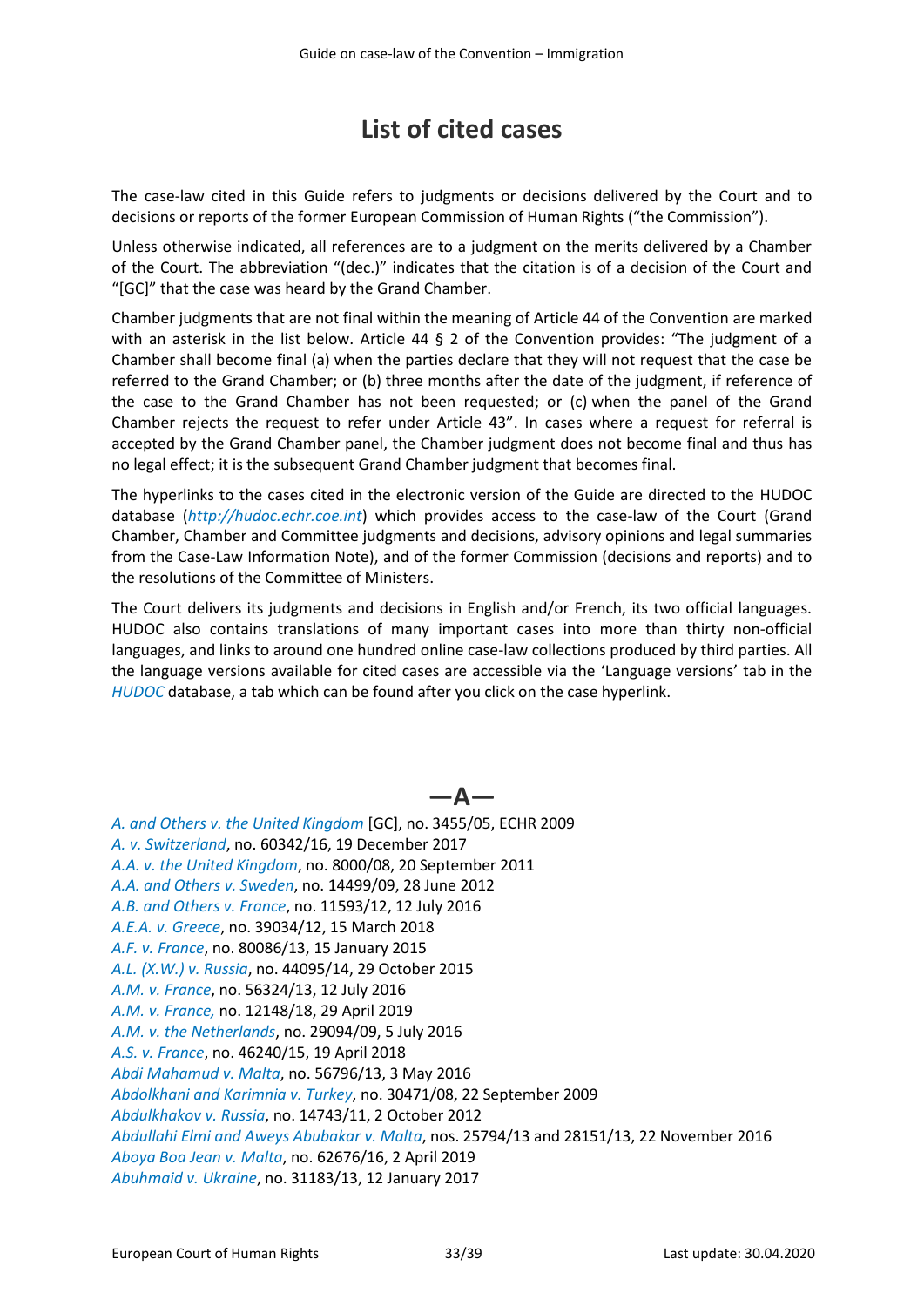# List of cited cases

The case-law cited in this Guide refers to judgments or decisions delivered by the Court and to decisions or reports of the former European Commission of Human Rights ("the Commission").

Unless otherwise indicated, all references are to a judgment on the merits delivered by a Chamber of the Court. The abbreviation "(dec.)" indicates that the citation is of a decision of the Court and "[GC]" that the case was heard by the Grand Chamber.

Chamber judgments that are not final within the meaning of Article 44 of the Convention are marked with an asterisk in the list below. Article 44 § 2 of the Convention provides: "The judgment of a Chamber shall become final (a) when the parties declare that they will not request that the case be referred to the Grand Chamber; or (b) three months after the date of the judgment, if reference of the case to the Grand Chamber has not been requested; or (c) when the panel of the Grand Chamber rejects the request to refer under Article 43". In cases where a request for referral is accepted by the Grand Chamber panel, the Chamber judgment does not become final and thus has no legal effect; it is the subsequent Grand Chamber judgment that becomes final.

The hyperlinks to the cases cited in the electronic version of the Guide are directed to the HUDOC database (*http://hudoc.echr.coe.int*) which provides access to the case-law of the Court (Grand Chamber, Chamber and Committee judgments and decisions, advisory opinions and legal summaries from the Case-Law Information Note), and of the former Commission (decisions and reports) and to the resolutions of the Committee of Ministers.

The Court delivers its judgments and decisions in English and/or French, its two official languages. HUDOC also contains translations of many important cases into more than thirty non-official languages, and links to around one hundred online case-law collections produced by third parties. All the language versions available for cited cases are accessible via the 'Language versions' tab in the HUDOC database, a tab which can be found after you click on the case hyperlink.

## —A—

*A. and Others v. the United Kingdom* [GC], no. 3455/05, ECHR 2009
*A. v. Switzerland*, no. 60342/16, 19 December 2017
*A.A. v. the United Kingdom*, no. 8000/08, 20 September 2011
*A.A. and Others v. Sweden*, no. 14499/09, 28 June 2012
*A.B. and Others v. France*, no. 11593/12, 12 July 2016
*A.E.A. v. Greece*, no. 39034/12, 15 March 2018
*A.F. v. France*, no. 80086/13, 15 January 2015
*A.L. (X.W.) v. Russia*, no. 44095/14, 29 October 2015
*A.M. v. France*, no. 56324/13, 12 July 2016
*A.M. v. France,* no. 12148/18, 29 April 2019
*A.M. v. the Netherlands*, no. 29094/09, 5 July 2016
*A.S. v. France*, no. 46240/15, 19 April 2018
*Abdi Mahamud v. Malta*, no. 56796/13, 3 May 2016
*Abdolkhani and Karimnia v. Turkey*, no. 30471/08, 22 September 2009
*Abdulkhakov v. Russia*, no. 14743/11, 2 October 2012
*Abdullahi Elmi and Aweys Abubakar v. Malta*, nos. 25794/13 and 28151/13, 22 November 2016
*Aboya Boa Jean v. Malta*, no. 62676/16, 2 April 2019
*Abuhmaid v. Ukraine*, no. 31183/13, 12 January 2017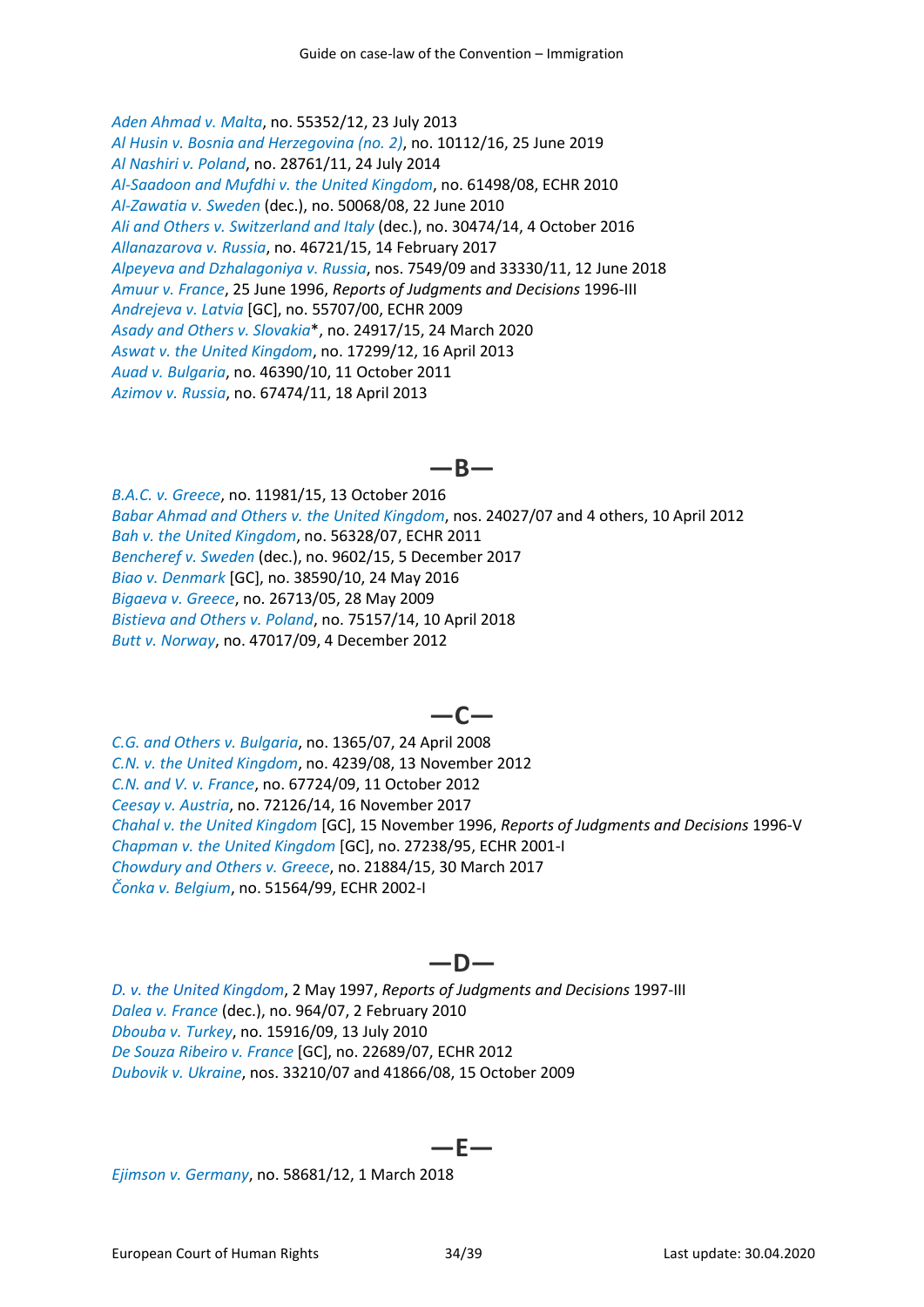*Aden Ahmad v. Malta*, no. 55352/12, 23 July 2013
*Al Husin v. Bosnia and Herzegovina (no. 2)*, no. 10112/16, 25 June 2019
*Al Nashiri v. Poland*, no. 28761/11, 24 July 2014
*Al-Saadoon and Mufdhi v. the United Kingdom*, no. 61498/08, ECHR 2010
*Al-Zawatia v. Sweden* (dec.), no. 50068/08, 22 June 2010
*Ali and Others v. Switzerland and Italy* (dec.), no. 30474/14, 4 October 2016
*Allanazarova v. Russia*, no. 46721/15, 14 February 2017
*Alpeyeva and Dzhalagoniya v. Russia*, nos. 7549/09 and 33330/11, 12 June 2018
*Amuur v. France*, 25 June 1996, *Reports of Judgments and Decisions* 1996-III
*Andrejeva v. Latvia* [GC], no. 55707/00, ECHR 2009
*Asady and Others v. Slovakia**, no. 24917/15, 24 March 2020
*Aswat v. the United Kingdom*, no. 17299/12, 16 April 2013
*Auad v. Bulgaria*, no. 46390/10, 11 October 2011
*Azimov v. Russia*, no. 67474/11, 18 April 2013

## —B—

*B.A.C. v. Greece*, no. 11981/15, 13 October 2016
*Babar Ahmad and Others v. the United Kingdom*, nos. 24027/07 and 4 others, 10 April 2012
*Bah v. the United Kingdom*, no. 56328/07, ECHR 2011
*Bencheref v. Sweden* (dec.), no. 9602/15, 5 December 2017
*Biao v. Denmark* [GC], no. 38590/10, 24 May 2016
*Bigaeva v. Greece*, no. 26713/05, 28 May 2009
*Bistieva and Others v. Poland*, no. 75157/14, 10 April 2018
*Butt v. Norway*, no. 47017/09, 4 December 2012

## —C—

*C.G. and Others v. Bulgaria*, no. 1365/07, 24 April 2008
*C.N. v. the United Kingdom*, no. 4239/08, 13 November 2012
*C.N. and V. v. France*, no. 67724/09, 11 October 2012
*Ceesay v. Austria*, no. 72126/14, 16 November 2017
*Chahal v. the United Kingdom* [GC], 15 November 1996, *Reports of Judgments and Decisions* 1996-V
*Chapman v. the United Kingdom* [GC], no. 27238/95, ECHR 2001-I
*Chowdury and Others v. Greece*, no. 21884/15, 30 March 2017
*Čonka v. Belgium*, no. 51564/99, ECHR 2002-I

## —D—

*D. v. the United Kingdom*, 2 May 1997, *Reports of Judgments and Decisions* 1997-III
*Dalea v. France* (dec.), no. 964/07, 2 February 2010
*Dbouba v. Turkey*, no. 15916/09, 13 July 2010
*De Souza Ribeiro v. France* [GC], no. 22689/07, ECHR 2012
*Dubovik v. Ukraine*, nos. 33210/07 and 41866/08, 15 October 2009

## —E—

*Ejimson v. Germany*, no. 58681/12, 1 March 2018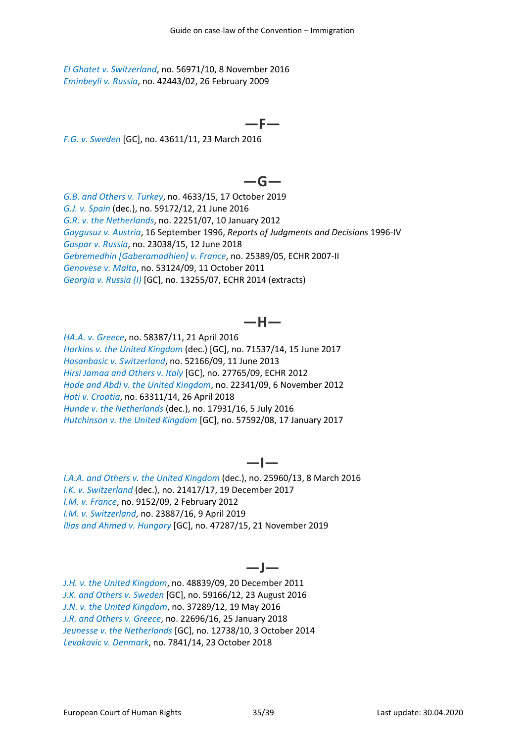*El Ghatet v. Switzerland*, no. 56971/10, 8 November 2016
*Eminbeyli v. Russia*, no. 42443/02, 26 February 2009

## —F—

*F.G. v. Sweden* [GC], no. 43611/11, 23 March 2016

## —G—

*G.B. and Others v. Turkey*, no. 4633/15, 17 October 2019
*G.J. v. Spain* (dec.), no. 59172/12, 21 June 2016
*G.R. v. the Netherlands*, no. 22251/07, 10 January 2012
*Gaygusuz v. Austria*, 16 September 1996, *Reports of Judgments and Decisions* 1996-IV
*Gaspar v. Russia*, no. 23038/15, 12 June 2018
*Gebremedhin [Gaberamadhien] v. France*, no. 25389/05, ECHR 2007-II
*Genovese v. Malta*, no. 53124/09, 11 October 2011
*Georgia v. Russia (I)* [GC], no. 13255/07, ECHR 2014 (extracts)

## —H—

*HA.A. v. Greece*, no. 58387/11, 21 April 2016
*Harkins v. the United Kingdom* (dec.) [GC], no. 71537/14, 15 June 2017
*Hasanbasic v. Switzerland*, no. 52166/09, 11 June 2013
*Hirsi Jamaa and Others v. Italy* [GC], no. 27765/09, ECHR 2012
*Hode and Abdi v. the United Kingdom*, no. 22341/09, 6 November 2012
*Hoti v. Croatia*, no. 63311/14, 26 April 2018
*Hunde v. the Netherlands* (dec.), no. 17931/16, 5 July 2016
*Hutchinson v. the United Kingdom* [GC], no. 57592/08, 17 January 2017

## —I—

*I.A.A. and Others v. the United Kingdom* (dec.), no. 25960/13, 8 March 2016
*I.K. v. Switzerland* (dec.), no. 21417/17, 19 December 2017
*I.M. v. France*, no. 9152/09, 2 February 2012
*I.M. v. Switzerland*, no. 23887/16, 9 April 2019
*Ilias and Ahmed v. Hungary* [GC], no. 47287/15, 21 November 2019

## —J—

*J.H. v. the United Kingdom*, no. 48839/09, 20 December 2011
*J.K. and Others v. Sweden* [GC], no. 59166/12, 23 August 2016
*J.N. v. the United Kingdom*, no. 37289/12, 19 May 2016
*J.R. and Others v. Greece*, no. 22696/16, 25 January 2018
*Jeunesse v. the Netherlands* [GC], no. 12738/10, 3 October 2014
*Levakovic v. Denmark*, no. 7841/14, 23 October 2018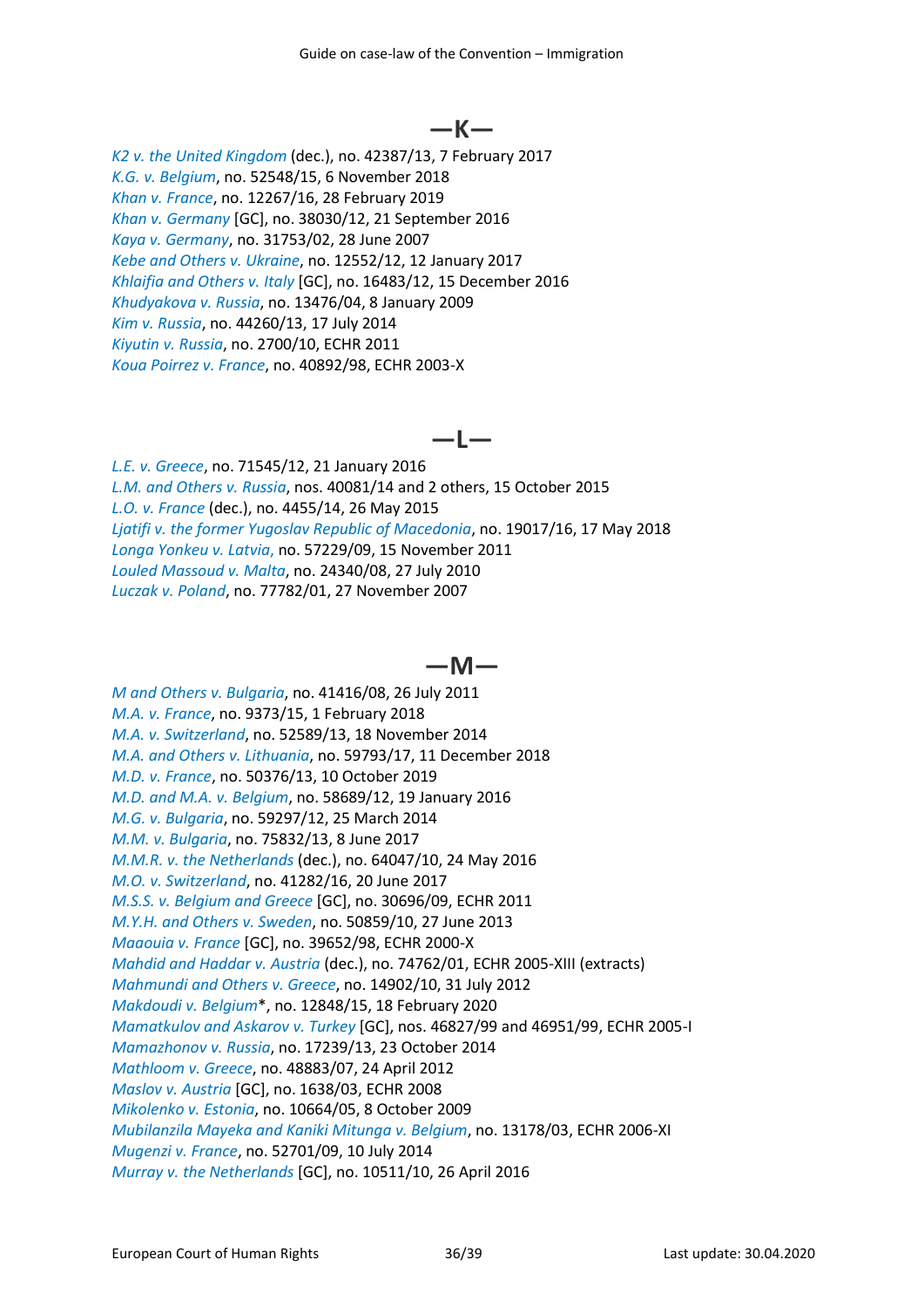## —K—

*K2 v. the United Kingdom* (dec.), no. 42387/13, 7 February 2017
*K.G. v. Belgium*, no. 52548/15, 6 November 2018
*Khan v. France*, no. 12267/16, 28 February 2019
*Khan v. Germany* [GC], no. 38030/12, 21 September 2016
*Kaya v. Germany*, no. 31753/02, 28 June 2007
*Kebe and Others v. Ukraine*, no. 12552/12, 12 January 2017
*Khlaifia and Others v. Italy* [GC], no. 16483/12, 15 December 2016
*Khudyakova v. Russia*, no. 13476/04, 8 January 2009
*Kim v. Russia*, no. 44260/13, 17 July 2014
*Kiyutin v. Russia*, no. 2700/10, ECHR 2011
*Koua Poirrez v. France*, no. 40892/98, ECHR 2003-X

## —L—

*L.E. v. Greece*, no. 71545/12, 21 January 2016
*L.M. and Others v. Russia*, nos. 40081/14 and 2 others, 15 October 2015
*L.O. v. France* (dec.), no. 4455/14, 26 May 2015
*Ljatifi v. the former Yugoslav Republic of Macedonia*, no. 19017/16, 17 May 2018
*Longa Yonkeu v. Latvia,* no. 57229/09, 15 November 2011
*Louled Massoud v. Malta*, no. 24340/08, 27 July 2010
*Luczak v. Poland*, no. 77782/01, 27 November 2007

## —M—

*M and Others v. Bulgaria*, no. 41416/08, 26 July 2011
*M.A. v. France*, no. 9373/15, 1 February 2018
*M.A. v. Switzerland*, no. 52589/13, 18 November 2014
*M.A. and Others v. Lithuania*, no. 59793/17, 11 December 2018
*M.D. v. France*, no. 50376/13, 10 October 2019
*M.D. and M.A. v. Belgium*, no. 58689/12, 19 January 2016
*M.G. v. Bulgaria*, no. 59297/12, 25 March 2014
*M.M. v. Bulgaria*, no. 75832/13, 8 June 2017
*M.M.R. v. the Netherlands* (dec.), no. 64047/10, 24 May 2016
*M.O. v. Switzerland*, no. 41282/16, 20 June 2017
*M.S.S. v. Belgium and Greece* [GC], no. 30696/09, ECHR 2011
*M.Y.H. and Others v. Sweden*, no. 50859/10, 27 June 2013
*Maaouia v. France* [GC], no. 39652/98, ECHR 2000-X
*Mahdid and Haddar v. Austria* (dec.), no. 74762/01, ECHR 2005-XIII (extracts)
*Mahmundi and Others v. Greece*, no. 14902/10, 31 July 2012
*Makdoudi v. Belgium*\*, no. 12848/15, 18 February 2020
*Mamatkulov and Askarov v. Turkey* [GC], nos. 46827/99 and 46951/99, ECHR 2005-I
*Mamazhonov v. Russia*, no. 17239/13, 23 October 2014
*Mathloom v. Greece*, no. 48883/07, 24 April 2012
*Maslov v. Austria* [GC], no. 1638/03, ECHR 2008
*Mikolenko v. Estonia*, no. 10664/05, 8 October 2009
*Mubilanzila Mayeka and Kaniki Mitunga v. Belgium*, no. 13178/03, ECHR 2006-XI
*Mugenzi v. France*, no. 52701/09, 10 July 2014
*Murray v. the Netherlands* [GC], no. 10511/10, 26 April 2016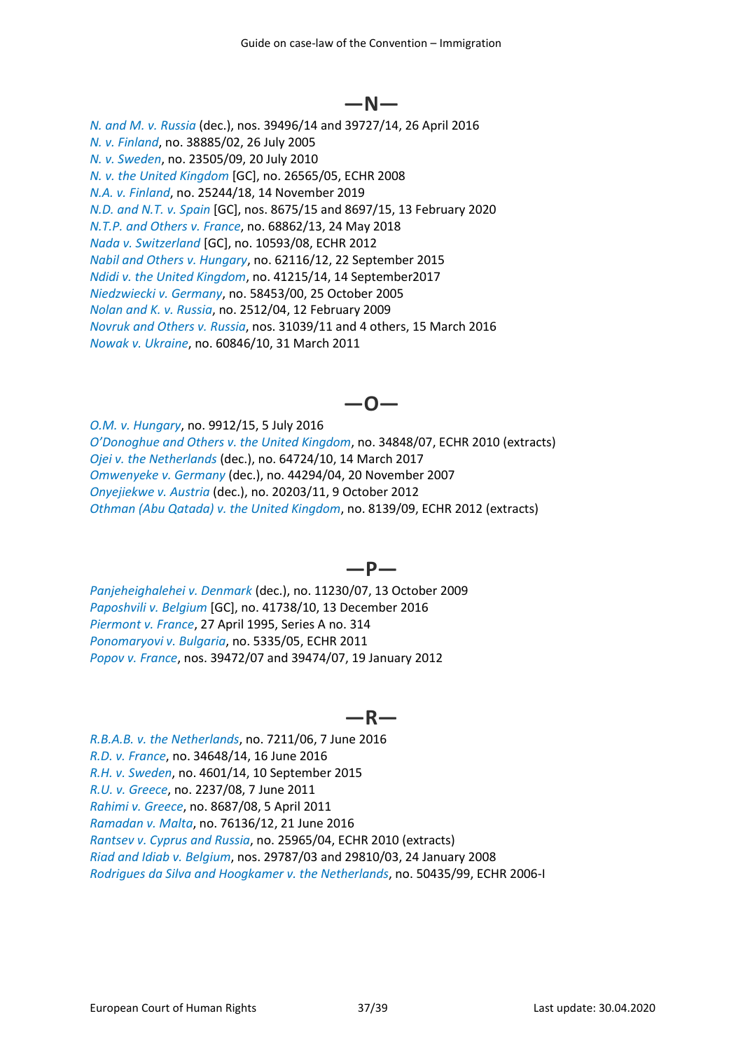## —N—

*N. and M. v. Russia* (dec.), nos. 39496/14 and 39727/14, 26 April 2016
*N. v. Finland*, no. 38885/02, 26 July 2005
*N. v. Sweden*, no. 23505/09, 20 July 2010
*N. v. the United Kingdom* [GC], no. 26565/05, ECHR 2008
*N.A. v. Finland*, no. 25244/18, 14 November 2019
*N.D. and N.T. v. Spain* [GC], nos. 8675/15 and 8697/15, 13 February 2020
*N.T.P. and Others v. France*, no. 68862/13, 24 May 2018
*Nada v. Switzerland* [GC], no. 10593/08, ECHR 2012
*Nabil and Others v. Hungary*, no. 62116/12, 22 September 2015
*Ndidi v. the United Kingdom*, no. 41215/14, 14 September2017
*Niedzwiecki v. Germany*, no. 58453/00, 25 October 2005
*Nolan and K. v. Russia*, no. 2512/04, 12 February 2009
*Novruk and Others v. Russia*, nos. 31039/11 and 4 others, 15 March 2016
*Nowak v. Ukraine*, no. 60846/10, 31 March 2011

## —O—

*O.M. v. Hungary*, no. 9912/15, 5 July 2016
*O'Donoghue and Others v. the United Kingdom*, no. 34848/07, ECHR 2010 (extracts)
*Ojei v. the Netherlands* (dec.), no. 64724/10, 14 March 2017
*Omwenyeke v. Germany* (dec.), no. 44294/04, 20 November 2007
*Onyejiekwe v. Austria* (dec.), no. 20203/11, 9 October 2012
*Othman (Abu Qatada) v. the United Kingdom*, no. 8139/09, ECHR 2012 (extracts)

## —P—

*Panjeheighalehei v. Denmark* (dec.), no. 11230/07, 13 October 2009
*Paposhvili v. Belgium* [GC], no. 41738/10, 13 December 2016
*Piermont v. France*, 27 April 1995, Series A no. 314
*Ponomaryovi v. Bulgaria*, no. 5335/05, ECHR 2011
*Popov v. France*, nos. 39472/07 and 39474/07, 19 January 2012

## —R—

*R.B.A.B. v. the Netherlands*, no. 7211/06, 7 June 2016
*R.D. v. France*, no. 34648/14, 16 June 2016
*R.H. v. Sweden*, no. 4601/14, 10 September 2015
*R.U. v. Greece*, no. 2237/08, 7 June 2011
*Rahimi v. Greece*, no. 8687/08, 5 April 2011
*Ramadan v. Malta*, no. 76136/12, 21 June 2016
*Rantsev v. Cyprus and Russia*, no. 25965/04, ECHR 2010 (extracts)
*Riad and Idiab v. Belgium*, nos. 29787/03 and 29810/03, 24 January 2008
*Rodrigues da Silva and Hoogkamer v. the Netherlands*, no. 50435/99, ECHR 2006-I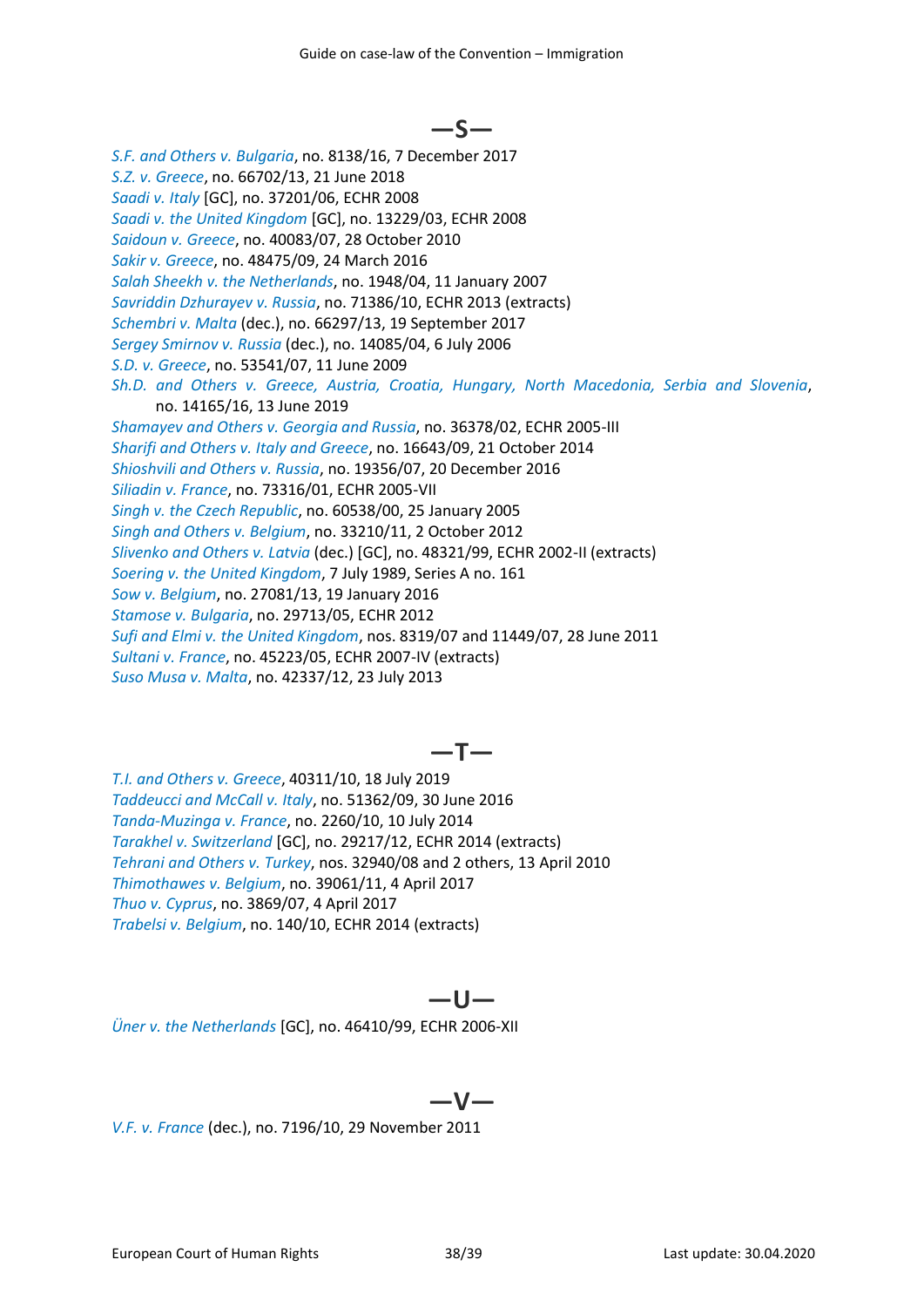## —S—

*S.F. and Others v. Bulgaria*, no. 8138/16, 7 December 2017
*S.Z. v. Greece*, no. 66702/13, 21 June 2018
*Saadi v. Italy* [GC], no. 37201/06, ECHR 2008
*Saadi v. the United Kingdom* [GC], no. 13229/03, ECHR 2008
*Saidoun v. Greece*, no. 40083/07, 28 October 2010
*Sakir v. Greece*, no. 48475/09, 24 March 2016
*Salah Sheekh v. the Netherlands*, no. 1948/04, 11 January 2007
*Savriddin Dzhurayev v. Russia*, no. 71386/10, ECHR 2013 (extracts)
*Schembri v. Malta* (dec.), no. 66297/13, 19 September 2017
*Sergey Smirnov v. Russia* (dec.), no. 14085/04, 6 July 2006
*S.D. v. Greece*, no. 53541/07, 11 June 2009
*Sh.D. and Others v. Greece, Austria, Croatia, Hungary, North Macedonia, Serbia and Slovenia*, no. 14165/16, 13 June 2019
*Shamayev and Others v. Georgia and Russia*, no. 36378/02, ECHR 2005-III
*Sharifi and Others v. Italy and Greece*, no. 16643/09, 21 October 2014
*Shioshvili and Others v. Russia*, no. 19356/07, 20 December 2016
*Siliadin v. France*, no. 73316/01, ECHR 2005-VII
*Singh v. the Czech Republic*, no. 60538/00, 25 January 2005
*Singh and Others v. Belgium*, no. 33210/11, 2 October 2012
*Slivenko and Others v. Latvia* (dec.) [GC], no. 48321/99, ECHR 2002-II (extracts)
*Soering v. the United Kingdom*, 7 July 1989, Series A no. 161
*Sow v. Belgium*, no. 27081/13, 19 January 2016
*Stamose v. Bulgaria*, no. 29713/05, ECHR 2012
*Sufi and Elmi v. the United Kingdom*, nos. 8319/07 and 11449/07, 28 June 2011
*Sultani v. France*, no. 45223/05, ECHR 2007-IV (extracts)
*Suso Musa v. Malta*, no. 42337/12, 23 July 2013

## —T—

*T.I. and Others v. Greece*, 40311/10, 18 July 2019
*Taddeucci and McCall v. Italy*, no. 51362/09, 30 June 2016
*Tanda-Muzinga v. France*, no. 2260/10, 10 July 2014
*Tarakhel v. Switzerland* [GC], no. 29217/12, ECHR 2014 (extracts)
*Tehrani and Others v. Turkey*, nos. 32940/08 and 2 others, 13 April 2010
*Thimothawes v. Belgium*, no. 39061/11, 4 April 2017
*Thuo v. Cyprus*, no. 3869/07, 4 April 2017
*Trabelsi v. Belgium*, no. 140/10, ECHR 2014 (extracts)

## —U—

*Üner v. the Netherlands* [GC], no. 46410/99, ECHR 2006-XII

## —V—

*V.F. v. France* (dec.), no. 7196/10, 29 November 2011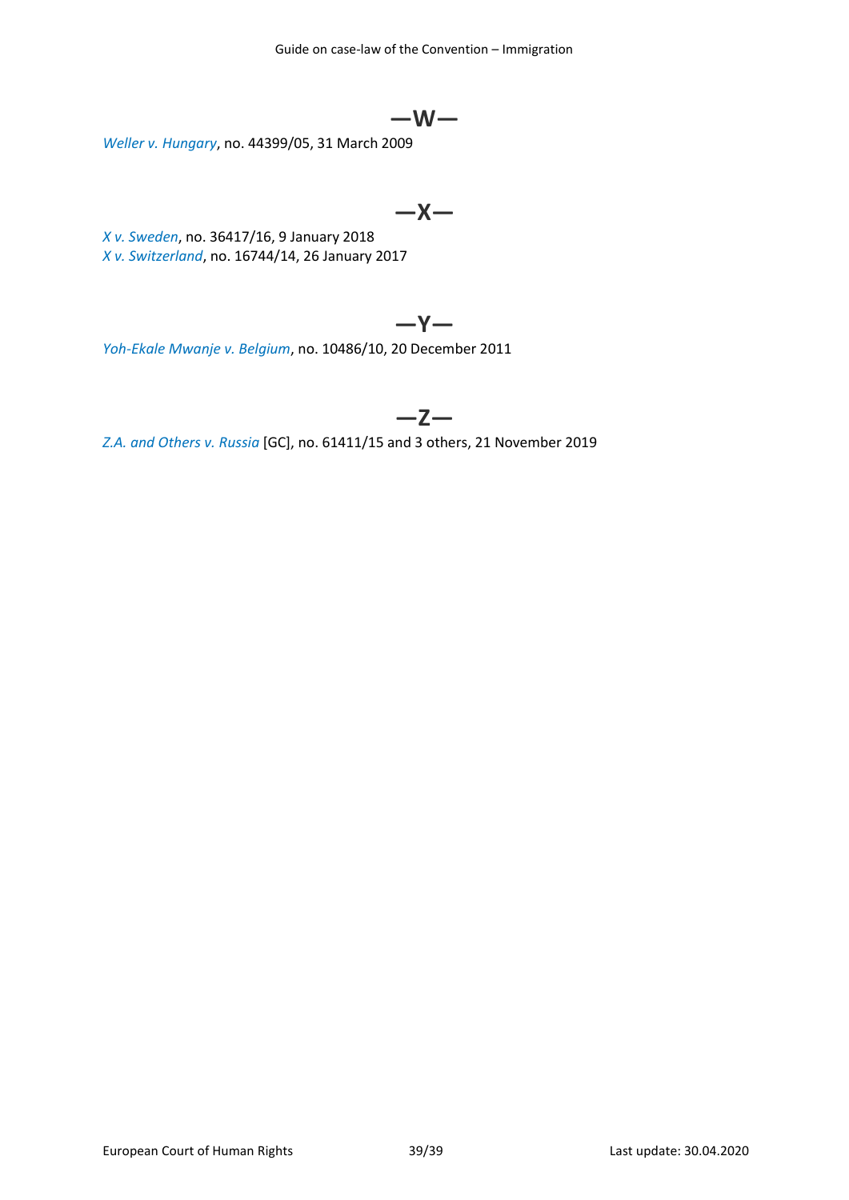## —W—

*Weller v. Hungary*, no. 44399/05, 31 March 2009

## —X—

*X v. Sweden*, no. 36417/16, 9 January 2018
*X v. Switzerland*, no. 16744/14, 26 January 2017

## —Y—

*Yoh-Ekale Mwanje v. Belgium*, no. 10486/10, 20 December 2011

## —Z—

*Z.A. and Others v. Russia* [GC], no. 61411/15 and 3 others, 21 November 2019